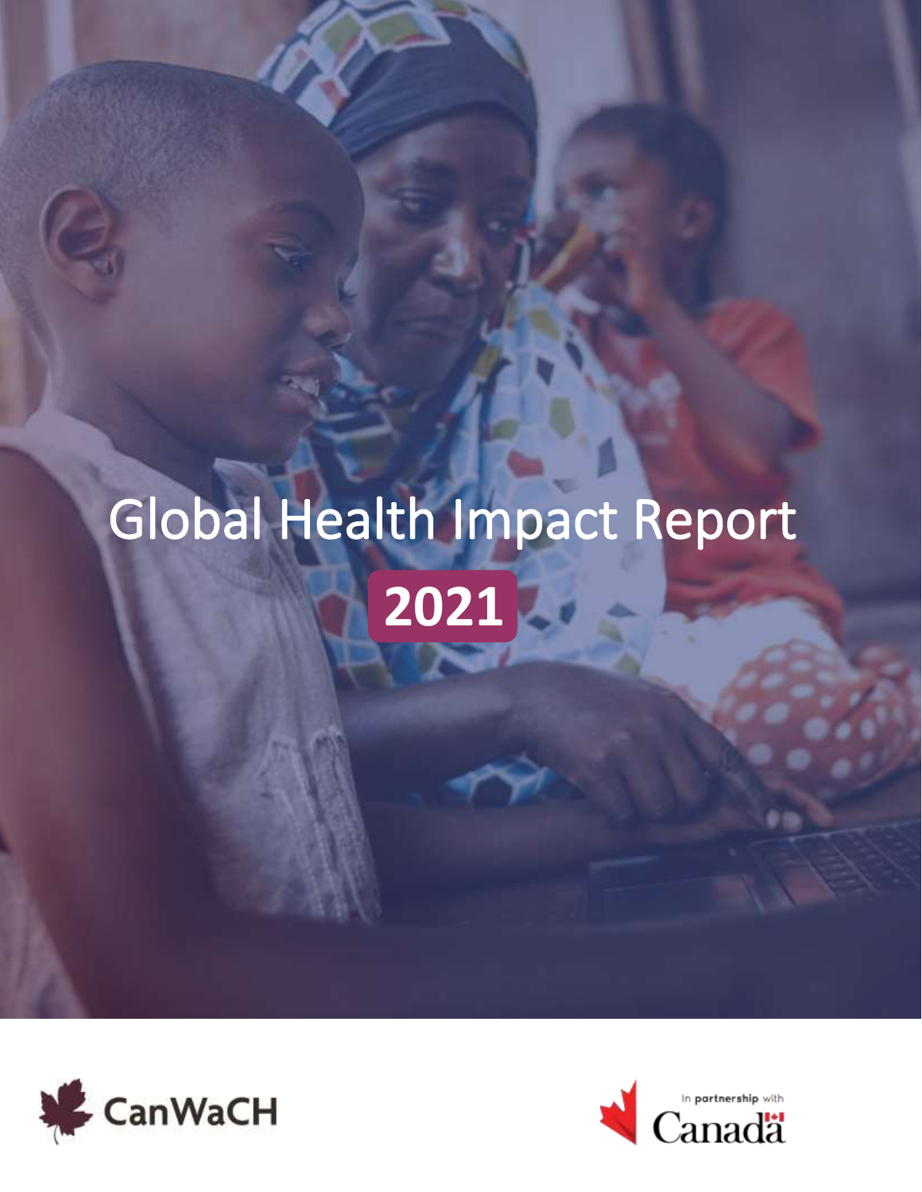# Global Health Impact Report

## 2021

CanWaCH

In partnership with Canada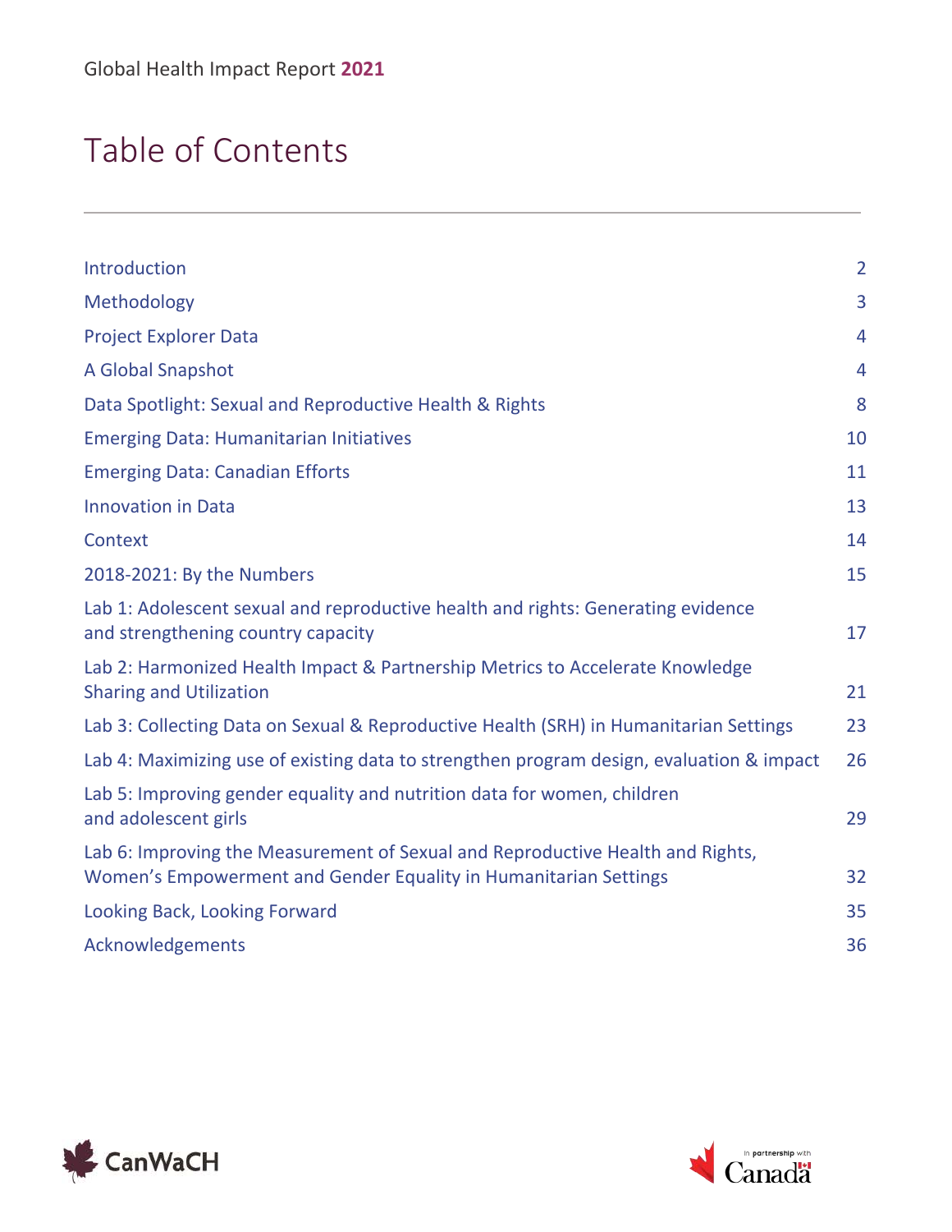# Table of Contents

| | |
|---|---|
| Introduction | 2 |
| Methodology | 3 |
| Project Explorer Data | 4 |
| A Global Snapshot | 4 |
| Data Spotlight: Sexual and Reproductive Health & Rights | 8 |
| Emerging Data: Humanitarian Initiatives | 10 |
| Emerging Data: Canadian Efforts | 11 |
| Innovation in Data | 13 |
| Context | 14 |
| 2018-2021: By the Numbers | 15 |
| Lab 1: Adolescent sexual and reproductive health and rights: Generating evidence and strengthening country capacity | 17 |
| Lab 2: Harmonized Health Impact & Partnership Metrics to Accelerate Knowledge Sharing and Utilization | 21 |
| Lab 3: Collecting Data on Sexual & Reproductive Health (SRH) in Humanitarian Settings | 23 |
| Lab 4: Maximizing use of existing data to strengthen program design, evaluation & impact | 26 |
| Lab 5: Improving gender equality and nutrition data for women, children and adolescent girls | 29 |
| Lab 6: Improving the Measurement of Sexual and Reproductive Health and Rights, Women's Empowerment and Gender Equality in Humanitarian Settings | 32 |
| Looking Back, Looking Forward | 35 |
| Acknowledgements | 36 |

CanWaCH

In partnership with Canada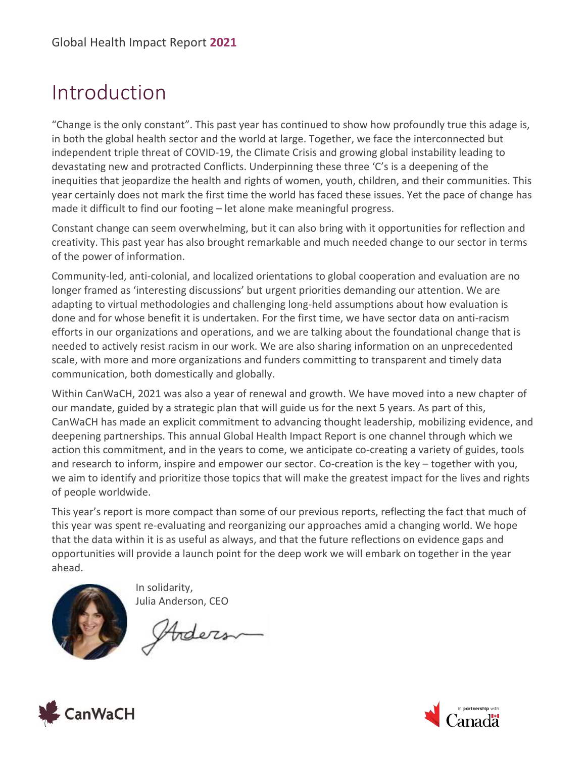# Introduction

"Change is the only constant". This past year has continued to show how profoundly true this adage is, in both the global health sector and the world at large. Together, we face the interconnected but independent triple threat of COVID-19, the Climate Crisis and growing global instability leading to devastating new and protracted Conflicts. Underpinning these three 'C's is a deepening of the inequities that jeopardize the health and rights of women, youth, children, and their communities. This year certainly does not mark the first time the world has faced these issues. Yet the pace of change has made it difficult to find our footing – let alone make meaningful progress.

Constant change can seem overwhelming, but it can also bring with it opportunities for reflection and creativity. This past year has also brought remarkable and much needed change to our sector in terms of the power of information.

Community-led, anti-colonial, and localized orientations to global cooperation and evaluation are no longer framed as 'interesting discussions' but urgent priorities demanding our attention. We are adapting to virtual methodologies and challenging long-held assumptions about how evaluation is done and for whose benefit it is undertaken. For the first time, we have sector data on anti-racism efforts in our organizations and operations, and we are talking about the foundational change that is needed to actively resist racism in our work. We are also sharing information on an unprecedented scale, with more and more organizations and funders committing to transparent and timely data communication, both domestically and globally.

Within CanWaCH, 2021 was also a year of renewal and growth. We have moved into a new chapter of our mandate, guided by a strategic plan that will guide us for the next 5 years. As part of this, CanWaCH has made an explicit commitment to advancing thought leadership, mobilizing evidence, and deepening partnerships. This annual Global Health Impact Report is one channel through which we action this commitment, and in the years to come, we anticipate co-creating a variety of guides, tools and research to inform, inspire and empower our sector. Co-creation is the key – together with you, we aim to identify and prioritize those topics that will make the greatest impact for the lives and rights of people worldwide.

This year's report is more compact than some of our previous reports, reflecting the fact that much of this year was spent re-evaluating and reorganizing our approaches amid a changing world. We hope that the data within it is as useful as always, and that the future reflections on evidence gaps and opportunities will provide a launch point for the deep work we will embark on together in the year ahead.

In solidarity,
Julia Anderson, CEO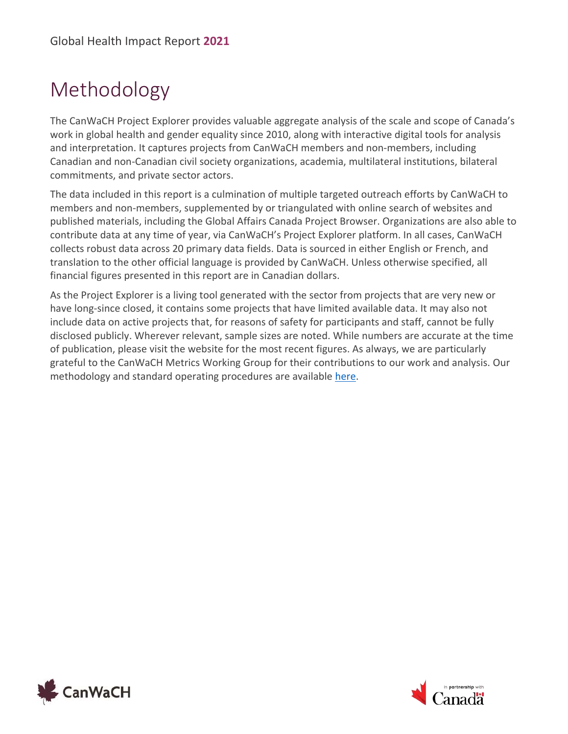# Methodology

The CanWaCH Project Explorer provides valuable aggregate analysis of the scale and scope of Canada's work in global health and gender equality since 2010, along with interactive digital tools for analysis and interpretation. It captures projects from CanWaCH members and non-members, including Canadian and non-Canadian civil society organizations, academia, multilateral institutions, bilateral commitments, and private sector actors.

The data included in this report is a culmination of multiple targeted outreach efforts by CanWaCH to members and non-members, supplemented by or triangulated with online search of websites and published materials, including the Global Affairs Canada Project Browser. Organizations are also able to contribute data at any time of year, via CanWaCH's Project Explorer platform. In all cases, CanWaCH collects robust data across 20 primary data fields. Data is sourced in either English or French, and translation to the other official language is provided by CanWaCH. Unless otherwise specified, all financial figures presented in this report are in Canadian dollars.

As the Project Explorer is a living tool generated with the sector from projects that are very new or have long-since closed, it contains some projects that have limited available data. It may also not include data on active projects that, for reasons of safety for participants and staff, cannot be fully disclosed publicly. Wherever relevant, sample sizes are noted. While numbers are accurate at the time of publication, please visit the website for the most recent figures. As always, we are particularly grateful to the CanWaCH Metrics Working Group for their contributions to our work and analysis. Our methodology and standard operating procedures are available here.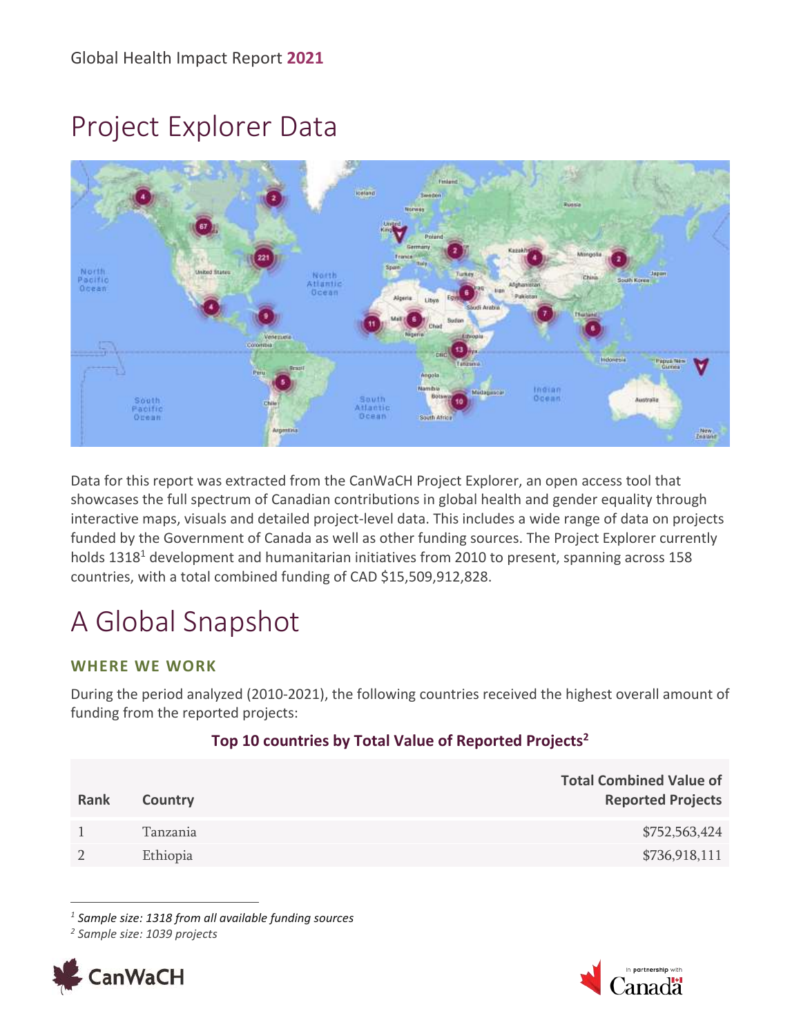# Project Explorer Data

Data for this report was extracted from the CanWaCH Project Explorer, an open access tool that showcases the full spectrum of Canadian contributions in global health and gender equality through interactive maps, visuals and detailed project-level data. This includes a wide range of data on projects funded by the Government of Canada as well as other funding sources. The Project Explorer currently holds 1318[1] development and humanitarian initiatives from 2010 to present, spanning across 158 countries, with a total combined funding of CAD $15,509,912,828.

# A Global Snapshot

### WHERE WE WORK

During the period analyzed (2010-2021), the following countries received the highest overall amount of funding from the reported projects:

**Top 10 countries by Total Value of Reported Projects[2]**

| Rank | Country | Total Combined Value of Reported Projects |
|---|---|---|
| 1 | Tanzania | $752,563,424 |
| 2 | Ethiopia | $736,918,111 |

[1] *Sample size: 1318 from all available funding sources*

[2] *Sample size: 1039 projects*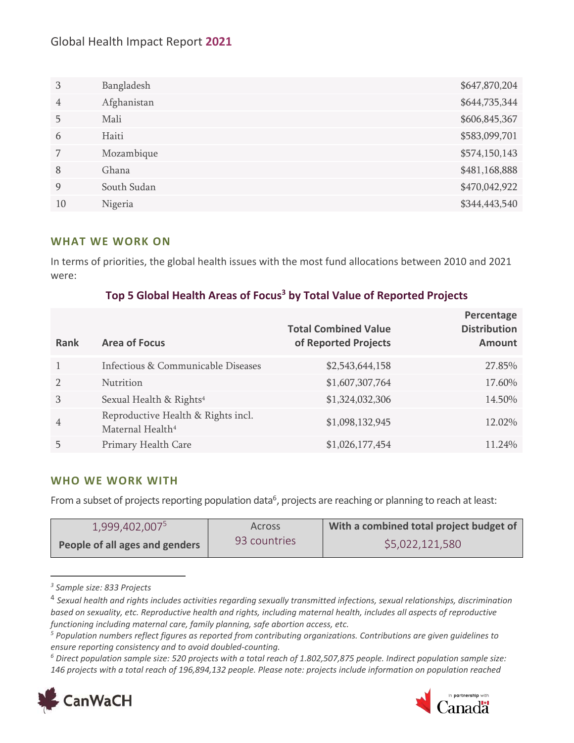| 3 | Bangladesh | $647,870,204 |
|---|---|---|
| 4 | Afghanistan | $644,735,344 |
| 5 | Mali | $606,845,367 |
| 6 | Haiti | $583,099,701 |
| 7 | Mozambique | $574,150,143 |
| 8 | Ghana | $481,168,888 |
| 9 | South Sudan | $470,042,922 |
| 10 | Nigeria | $344,443,540 |

## WHAT WE WORK ON

In terms of priorities, the global health issues with the most fund allocations between 2010 and 2021 were:

### Top 5 Global Health Areas of Focus[3] by Total Value of Reported Projects

| Rank | Area of Focus | Total Combined Value of Reported Projects | Percentage Distribution Amount |
|---|---|---|---|
| 1 | Infectious & Communicable Diseases | $2,543,644,158 | 27.85% |
| 2 | Nutrition | $1,607,307,764 | 17.60% |
| 3 | Sexual Health & Rights[4] | $1,324,032,306 | 14.50% |
| 4 | Reproductive Health & Rights incl. Maternal Health[4] | $1,098,132,945 | 12.02% |
| 5 | Primary Health Care | $1,026,177,454 | 11.24% |

## WHO WE WORK WITH

From a subset of projects reporting population data[6], projects are reaching or planning to reach at least:

| 1,999,402,007[5] **People of all ages and genders** | Across 93 countries | **With a combined total project budget of** $5,022,121,580 |
|---|---|---|

---

[3] *Sample size: 833 Projects*

[4] *Sexual health and rights includes activities regarding sexually transmitted infections, sexual relationships, discrimination based on sexuality, etc. Reproductive health and rights, including maternal health, includes all aspects of reproductive functioning including maternal care, family planning, safe abortion access, etc.*

[5] *Population numbers reflect figures as reported from contributing organizations. Contributions are given guidelines to ensure reporting consistency and to avoid doubled-counting.*

[6] *Direct population sample size: 520 projects with a total reach of 1.802,507,875 people. Indirect population sample size: 146 projects with a total reach of 196,894,132 people. Please note: projects include information on population reached*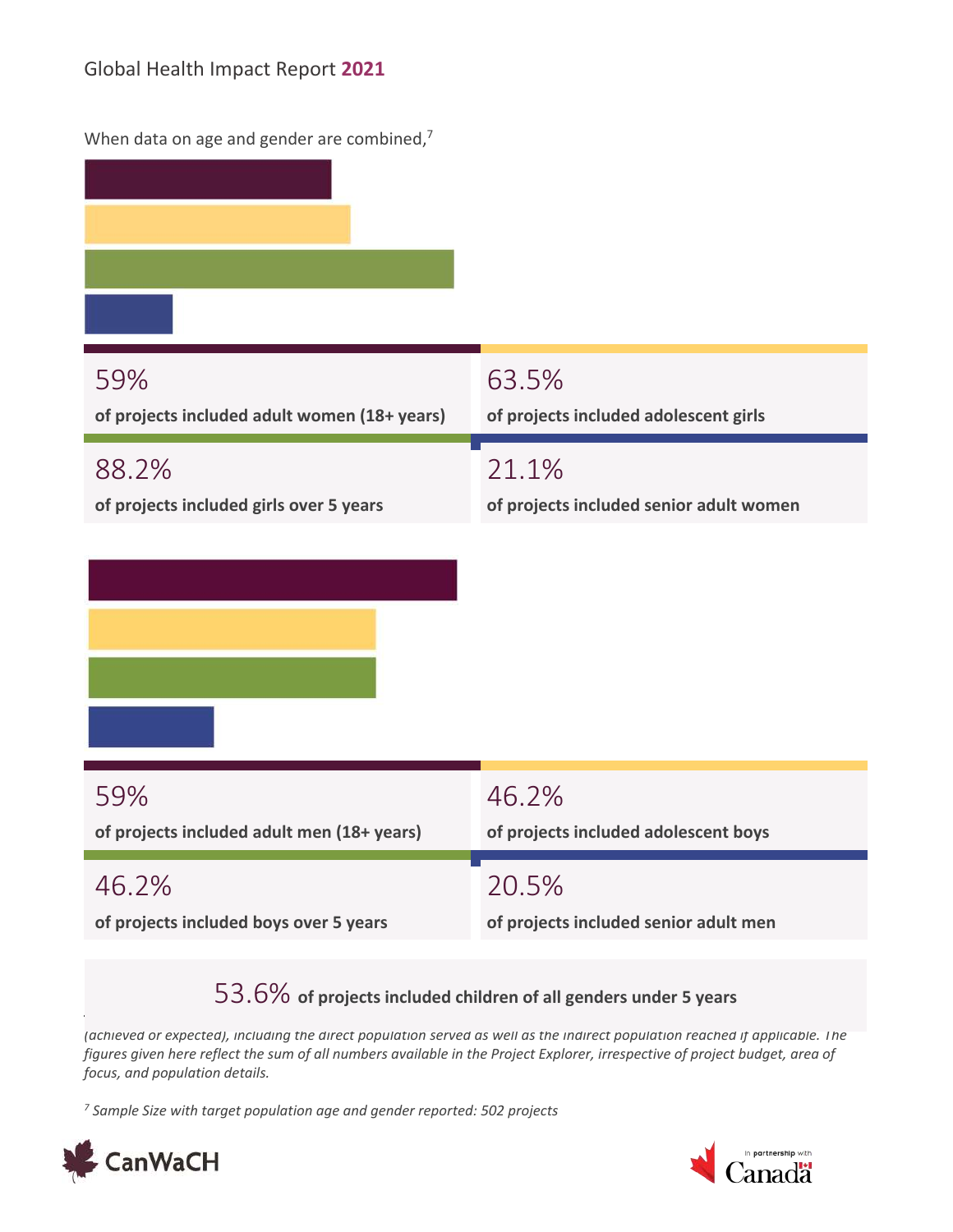When data on age and gender are combined,[7]

59%
**of projects included adult women (18+ years)**

63.5%
**of projects included adolescent girls**

88.2%
**of projects included girls over 5 years**

21.1%
**of projects included senior adult women**

59%
**of projects included adult men (18+ years)**

46.2%
**of projects included adolescent boys**

46.2%
**of projects included boys over 5 years**

20.5%
**of projects included senior adult men**

53.6% **of projects included children of all genders under 5 years**

*(achieved or expected), including the direct population served as well as the indirect population reached if applicable. The figures given here reflect the sum of all numbers available in the Project Explorer, irrespective of project budget, area of focus, and population details.*

[7] *Sample Size with target population age and gender reported: 502 projects*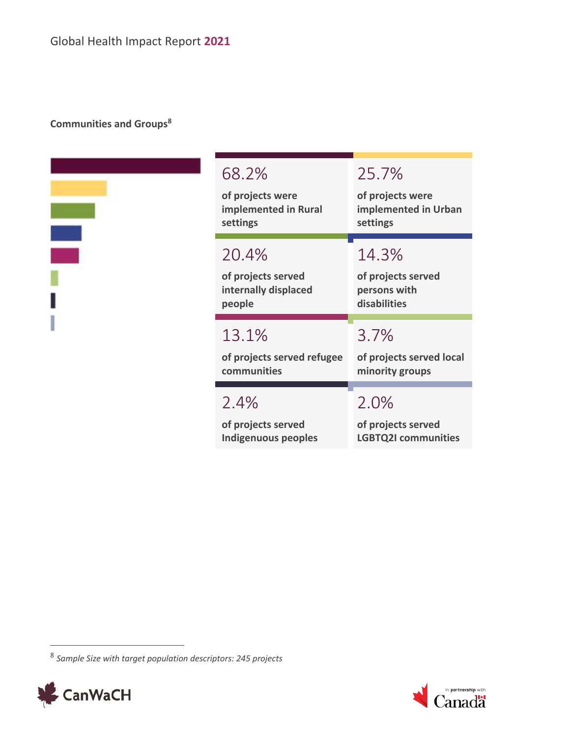**Communities and Groups**[8]

**68.2%** of projects were implemented in Rural settings

**25.7%** of projects were implemented in Urban settings

**20.4%** of projects served internally displaced people

**14.3%** of projects served persons with disabilities

**13.1%** of projects served refugee communities

**3.7%** of projects served local minority groups

**2.4%** of projects served Indigenous peoples

**2.0%** of projects served LGBTQ2I communities

---

[8] *Sample Size with target population descriptors: 245 projects*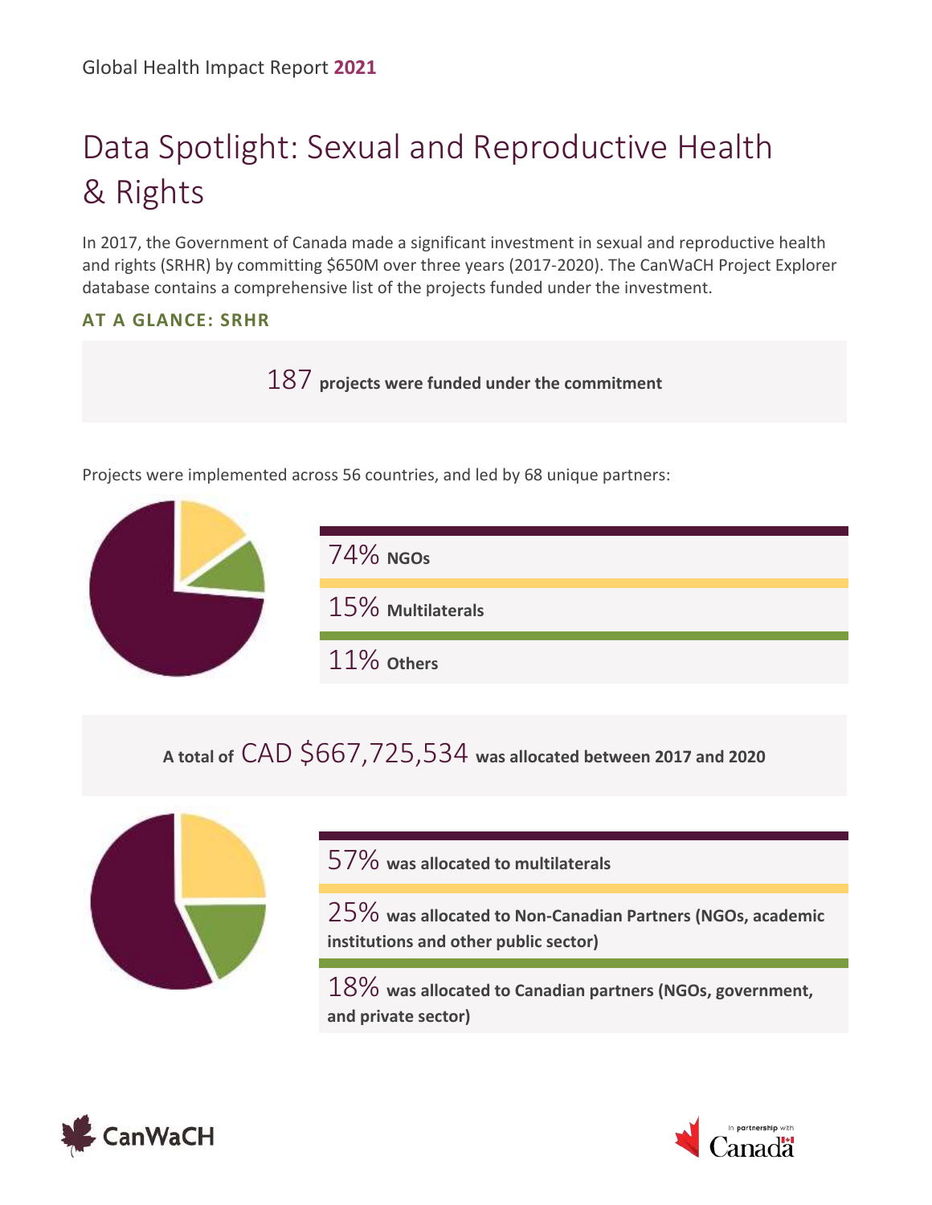# Data Spotlight: Sexual and Reproductive Health & Rights

In 2017, the Government of Canada made a significant investment in sexual and reproductive health and rights (SRHR) by committing $650M over three years (2017-2020). The CanWaCH Project Explorer database contains a comprehensive list of the projects funded under the investment.

### AT A GLANCE: SRHR

187 **projects were funded under the commitment**

Projects were implemented across 56 countries, and led by 68 unique partners:

74% **NGOs**

15% **Multilaterals**

11% **Others**

**A total of** CAD $667,725,534 **was allocated between 2017 and 2020**

57% **was allocated to multilaterals**

25% **was allocated to Non-Canadian Partners (NGOs, academic institutions and other public sector)**

18% **was allocated to Canadian partners (NGOs, government, and private sector)**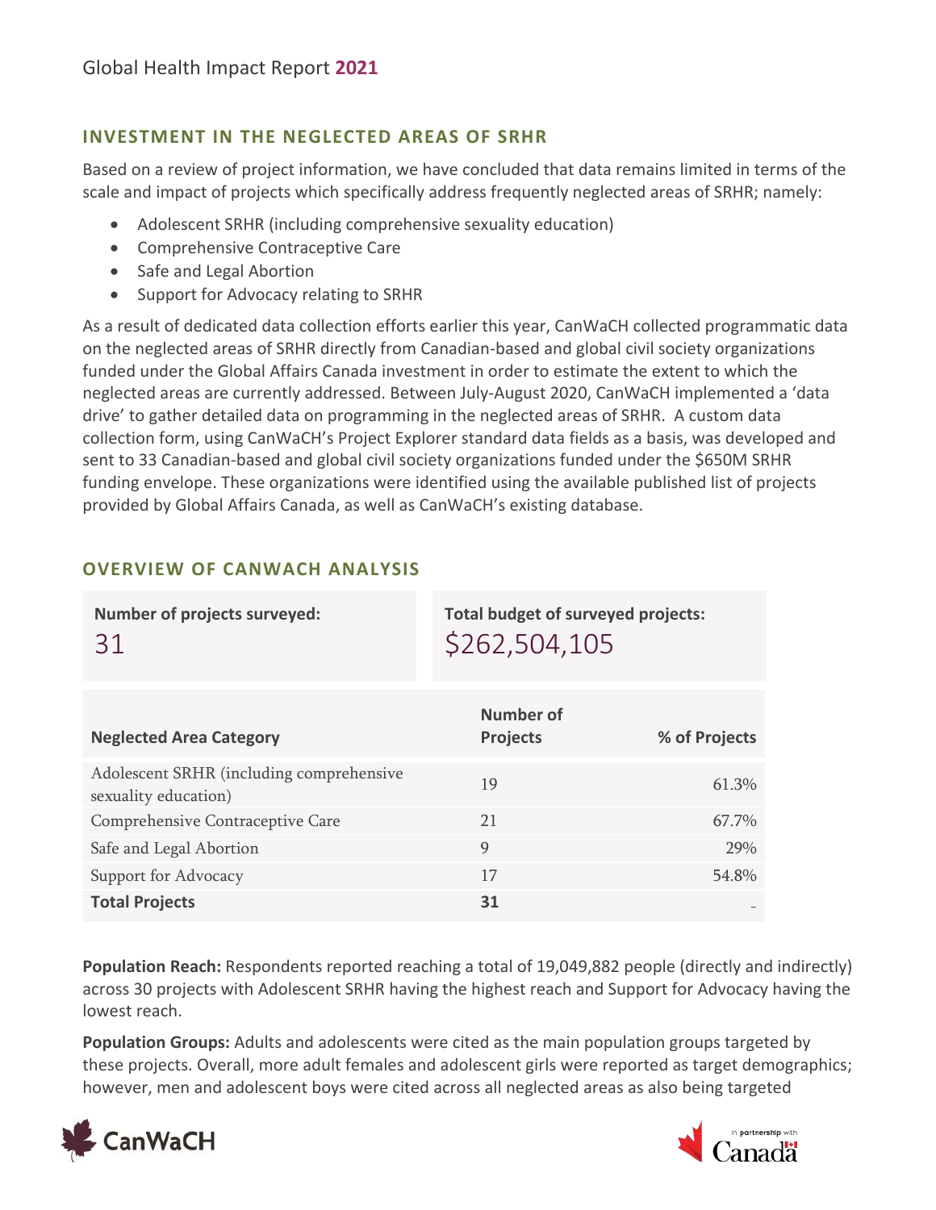## INVESTMENT IN THE NEGLECTED AREAS OF SRHR

Based on a review of project information, we have concluded that data remains limited in terms of the scale and impact of projects which specifically address frequently neglected areas of SRHR; namely:

- Adolescent SRHR (including comprehensive sexuality education)
- Comprehensive Contraceptive Care
- Safe and Legal Abortion
- Support for Advocacy relating to SRHR

As a result of dedicated data collection efforts earlier this year, CanWaCH collected programmatic data on the neglected areas of SRHR directly from Canadian-based and global civil society organizations funded under the Global Affairs Canada investment in order to estimate the extent to which the neglected areas are currently addressed. Between July-August 2020, CanWaCH implemented a 'data drive' to gather detailed data on programming in the neglected areas of SRHR. A custom data collection form, using CanWaCH's Project Explorer standard data fields as a basis, was developed and sent to 33 Canadian-based and global civil society organizations funded under the $650M SRHR funding envelope. These organizations were identified using the available published list of projects provided by Global Affairs Canada, as well as CanWaCH's existing database.

## OVERVIEW OF CANWACH ANALYSIS

**Number of projects surveyed:** 31

**Total budget of surveyed projects:** $262,504,105

| Neglected Area Category | Number of Projects | % of Projects |
|---|---|---|
| Adolescent SRHR (including comprehensive sexuality education) | 19 | 61.3% |
| Comprehensive Contraceptive Care | 21 | 67.7% |
| Safe and Legal Abortion | 9 | 29% |
| Support for Advocacy | 17 | 54.8% |
| **Total Projects** | **31** | - |

**Population Reach:** Respondents reported reaching a total of 19,049,882 people (directly and indirectly) across 30 projects with Adolescent SRHR having the highest reach and Support for Advocacy having the lowest reach.

**Population Groups:** Adults and adolescents were cited as the main population groups targeted by these projects. Overall, more adult females and adolescent girls were reported as target demographics; however, men and adolescent boys were cited across all neglected areas as also being targeted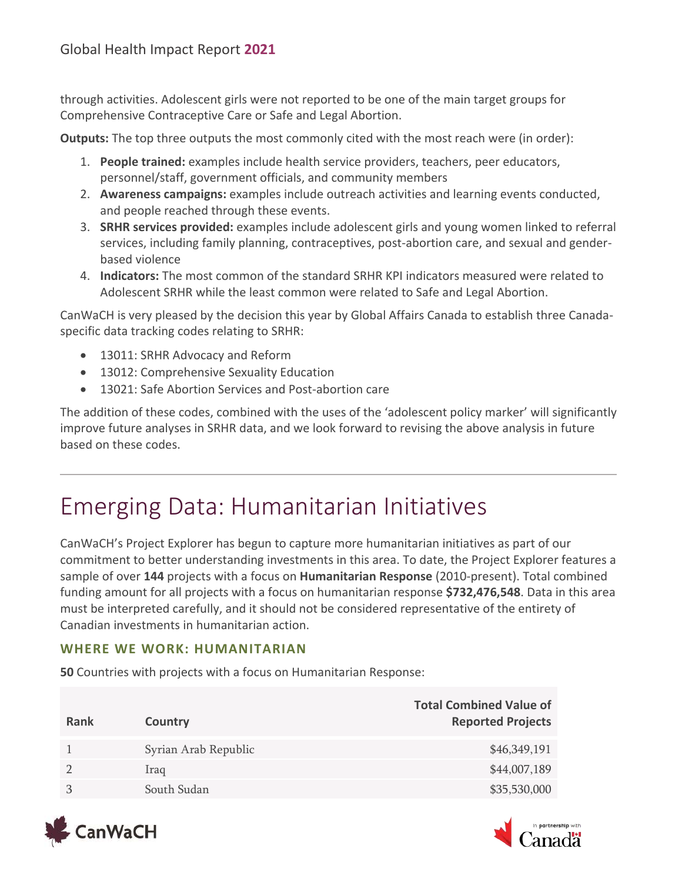through activities. Adolescent girls were not reported to be one of the main target groups for Comprehensive Contraceptive Care or Safe and Legal Abortion.

**Outputs:** The top three outputs the most commonly cited with the most reach were (in order):

1. **People trained:** examples include health service providers, teachers, peer educators, personnel/staff, government officials, and community members
2. **Awareness campaigns:** examples include outreach activities and learning events conducted, and people reached through these events.
3. **SRHR services provided:** examples include adolescent girls and young women linked to referral services, including family planning, contraceptives, post-abortion care, and sexual and gender-based violence
4. **Indicators:** The most common of the standard SRHR KPI indicators measured were related to Adolescent SRHR while the least common were related to Safe and Legal Abortion.

CanWaCH is very pleased by the decision this year by Global Affairs Canada to establish three Canada-specific data tracking codes relating to SRHR:

- 13011: SRHR Advocacy and Reform
- 13012: Comprehensive Sexuality Education
- 13021: Safe Abortion Services and Post-abortion care

The addition of these codes, combined with the uses of the 'adolescent policy marker' will significantly improve future analyses in SRHR data, and we look forward to revising the above analysis in future based on these codes.

# Emerging Data: Humanitarian Initiatives

CanWaCH's Project Explorer has begun to capture more humanitarian initiatives as part of our commitment to better understanding investments in this area. To date, the Project Explorer features a sample of over **144** projects with a focus on **Humanitarian Response** (2010-present). Total combined funding amount for all projects with a focus on humanitarian response **$732,476,548**. Data in this area must be interpreted carefully, and it should not be considered representative of the entirety of Canadian investments in humanitarian action.

### WHERE WE WORK: HUMANITARIAN

**50** Countries with projects with a focus on Humanitarian Response:

| Rank | Country | Total Combined Value of Reported Projects |
|---|---|---|
| 1 | Syrian Arab Republic | $46,349,191 |
| 2 | Iraq | $44,007,189 |
| 3 | South Sudan | $35,530,000 |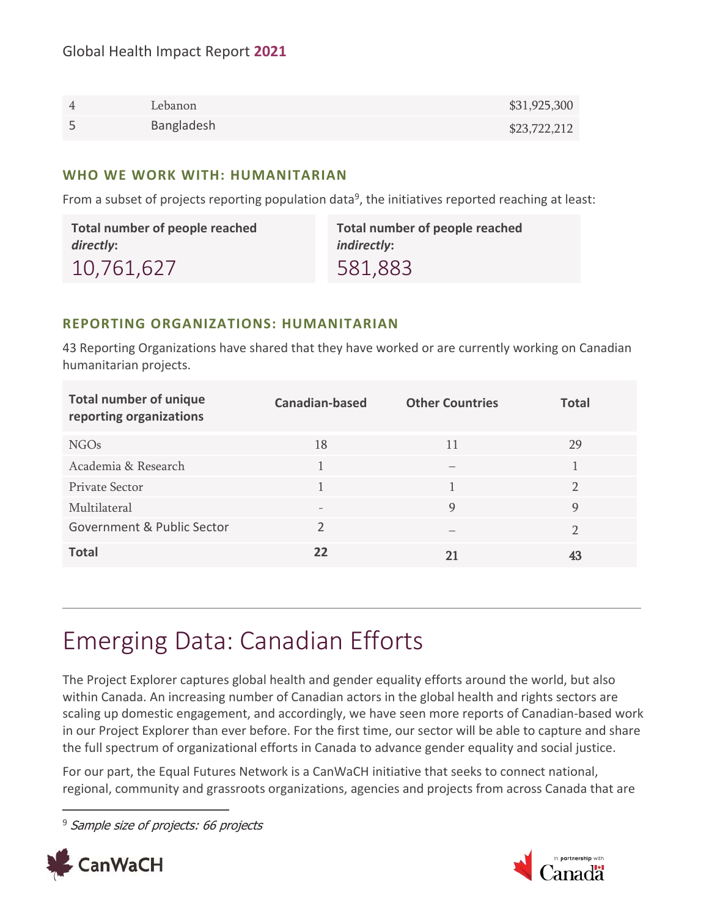| | | |
|---|---|---|
| 4 | Lebanon | $31,925,300 |
| 5 | Bangladesh | $23,722,212 |

### WHO WE WORK WITH: HUMANITARIAN

From a subset of projects reporting population data[9], the initiatives reported reaching at least:

**Total number of people reached *directly*:**
10,761,627

**Total number of people reached *indirectly*:**
581,883

### REPORTING ORGANIZATIONS: HUMANITARIAN

43 Reporting Organizations have shared that they have worked or are currently working on Canadian humanitarian projects.

| Total number of unique reporting organizations | Canadian-based | Other Countries | Total |
|---|---|---|---|
| NGOs | 18 | 11 | 29 |
| Academia & Research | 1 | – | 1 |
| Private Sector | 1 | 1 | 2 |
| Multilateral | - | 9 | 9 |
| Government & Public Sector | 2 | – | 2 |
| **Total** | **22** | **21** | **43** |

# Emerging Data: Canadian Efforts

The Project Explorer captures global health and gender equality efforts around the world, but also within Canada. An increasing number of Canadian actors in the global health and rights sectors are scaling up domestic engagement, and accordingly, we have seen more reports of Canadian-based work in our Project Explorer than ever before. For the first time, our sector will be able to capture and share the full spectrum of organizational efforts in Canada to advance gender equality and social justice.

For our part, the Equal Futures Network is a CanWaCH initiative that seeks to connect national, regional, community and grassroots organizations, agencies and projects from across Canada that are

[9] *Sample size of projects: 66 projects*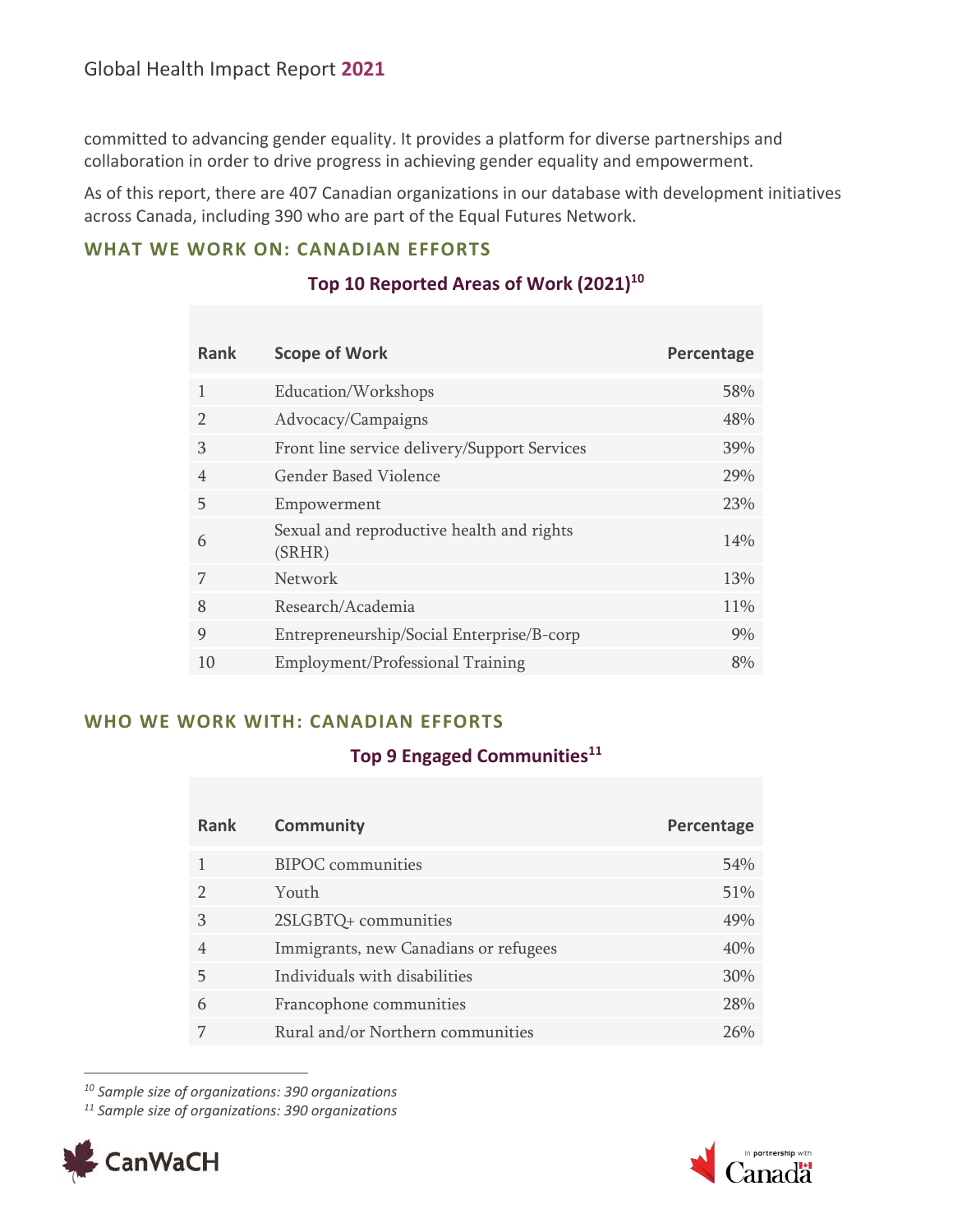committed to advancing gender equality. It provides a platform for diverse partnerships and collaboration in order to drive progress in achieving gender equality and empowerment.

As of this report, there are 407 Canadian organizations in our database with development initiatives across Canada, including 390 who are part of the Equal Futures Network.

## WHAT WE WORK ON: CANADIAN EFFORTS

### Top 10 Reported Areas of Work (2021)[10]

| Rank | Scope of Work | Percentage |
|---|---|---|
| 1 | Education/Workshops | 58% |
| 2 | Advocacy/Campaigns | 48% |
| 3 | Front line service delivery/Support Services | 39% |
| 4 | Gender Based Violence | 29% |
| 5 | Empowerment | 23% |
| 6 | Sexual and reproductive health and rights (SRHR) | 14% |
| 7 | Network | 13% |
| 8 | Research/Academia | 11% |
| 9 | Entrepreneurship/Social Enterprise/B-corp | 9% |
| 10 | Employment/Professional Training | 8% |

## WHO WE WORK WITH: CANADIAN EFFORTS

### Top 9 Engaged Communities[11]

| Rank | Community | Percentage |
|---|---|---|
| 1 | BIPOC communities | 54% |
| 2 | Youth | 51% |
| 3 | 2SLGBTQ+ communities | 49% |
| 4 | Immigrants, new Canadians or refugees | 40% |
| 5 | Individuals with disabilities | 30% |
| 6 | Francophone communities | 28% |
| 7 | Rural and/or Northern communities | 26% |

---

*[10] Sample size of organizations: 390 organizations*

*[11] Sample size of organizations: 390 organizations*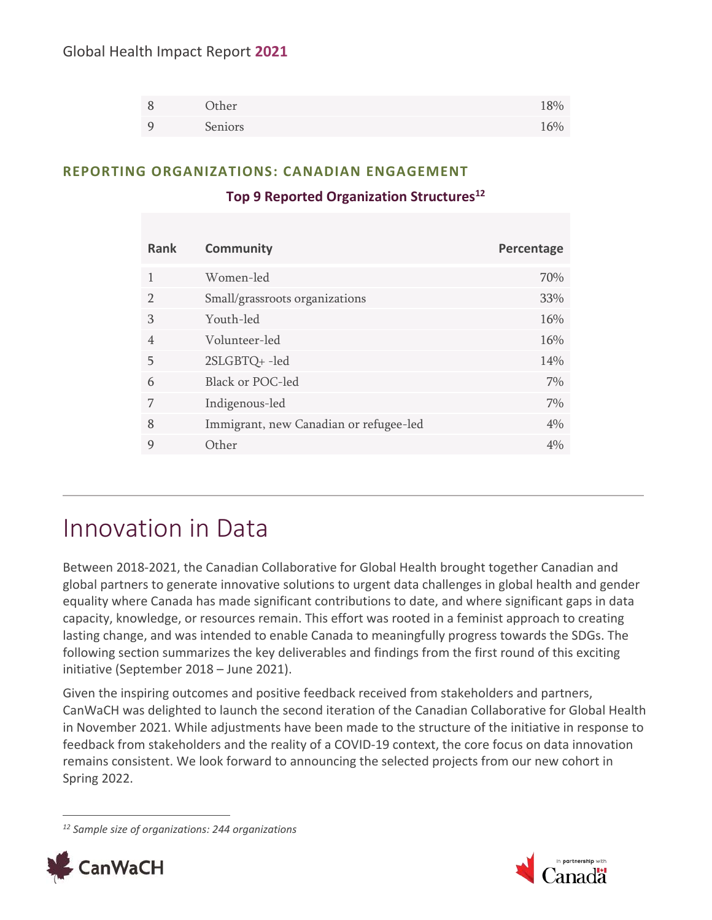| 8 | Other | 18% |
|---|---|---|
| 9 | Seniors | 16% |

## REPORTING ORGANIZATIONS: CANADIAN ENGAGEMENT

**Top 9 Reported Organization Structures**[12]

| Rank | Community | Percentage |
|---|---|---|
| 1 | Women-led | 70% |
| 2 | Small/grassroots organizations | 33% |
| 3 | Youth-led | 16% |
| 4 | Volunteer-led | 16% |
| 5 | 2SLGBTQ+ -led | 14% |
| 6 | Black or POC-led | 7% |
| 7 | Indigenous-led | 7% |
| 8 | Immigrant, new Canadian or refugee-led | 4% |
| 9 | Other | 4% |

# Innovation in Data

Between 2018-2021, the Canadian Collaborative for Global Health brought together Canadian and global partners to generate innovative solutions to urgent data challenges in global health and gender equality where Canada has made significant contributions to date, and where significant gaps in data capacity, knowledge, or resources remain. This effort was rooted in a feminist approach to creating lasting change, and was intended to enable Canada to meaningfully progress towards the SDGs. The following section summarizes the key deliverables and findings from the first round of this exciting initiative (September 2018 – June 2021).

Given the inspiring outcomes and positive feedback received from stakeholders and partners, CanWaCH was delighted to launch the second iteration of the Canadian Collaborative for Global Health in November 2021. While adjustments have been made to the structure of the initiative in response to feedback from stakeholders and the reality of a COVID-19 context, the core focus on data innovation remains consistent. We look forward to announcing the selected projects from our new cohort in Spring 2022.

*[12] Sample size of organizations: 244 organizations*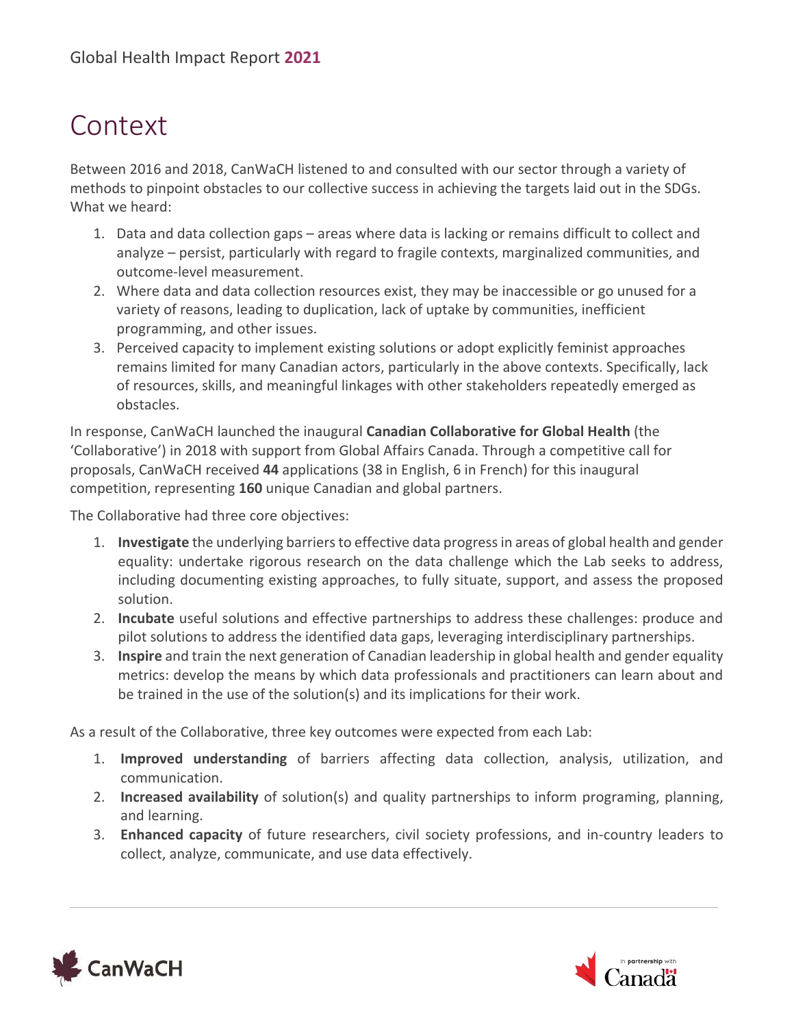# Context

Between 2016 and 2018, CanWaCH listened to and consulted with our sector through a variety of methods to pinpoint obstacles to our collective success in achieving the targets laid out in the SDGs. What we heard:

1. Data and data collection gaps – areas where data is lacking or remains difficult to collect and analyze – persist, particularly with regard to fragile contexts, marginalized communities, and outcome-level measurement.
2. Where data and data collection resources exist, they may be inaccessible or go unused for a variety of reasons, leading to duplication, lack of uptake by communities, inefficient programming, and other issues.
3. Perceived capacity to implement existing solutions or adopt explicitly feminist approaches remains limited for many Canadian actors, particularly in the above contexts. Specifically, lack of resources, skills, and meaningful linkages with other stakeholders repeatedly emerged as obstacles.

In response, CanWaCH launched the inaugural **Canadian Collaborative for Global Health** (the 'Collaborative') in 2018 with support from Global Affairs Canada. Through a competitive call for proposals, CanWaCH received **44** applications (38 in English, 6 in French) for this inaugural competition, representing **160** unique Canadian and global partners.

The Collaborative had three core objectives:

1. **Investigate** the underlying barriers to effective data progress in areas of global health and gender equality: undertake rigorous research on the data challenge which the Lab seeks to address, including documenting existing approaches, to fully situate, support, and assess the proposed solution.
2. **Incubate** useful solutions and effective partnerships to address these challenges: produce and pilot solutions to address the identified data gaps, leveraging interdisciplinary partnerships.
3. **Inspire** and train the next generation of Canadian leadership in global health and gender equality metrics: develop the means by which data professionals and practitioners can learn about and be trained in the use of the solution(s) and its implications for their work.

As a result of the Collaborative, three key outcomes were expected from each Lab:

1. **Improved understanding** of barriers affecting data collection, analysis, utilization, and communication.
2. **Increased availability** of solution(s) and quality partnerships to inform programing, planning, and learning.
3. **Enhanced capacity** of future researchers, civil society professions, and in-country leaders to collect, analyze, communicate, and use data effectively.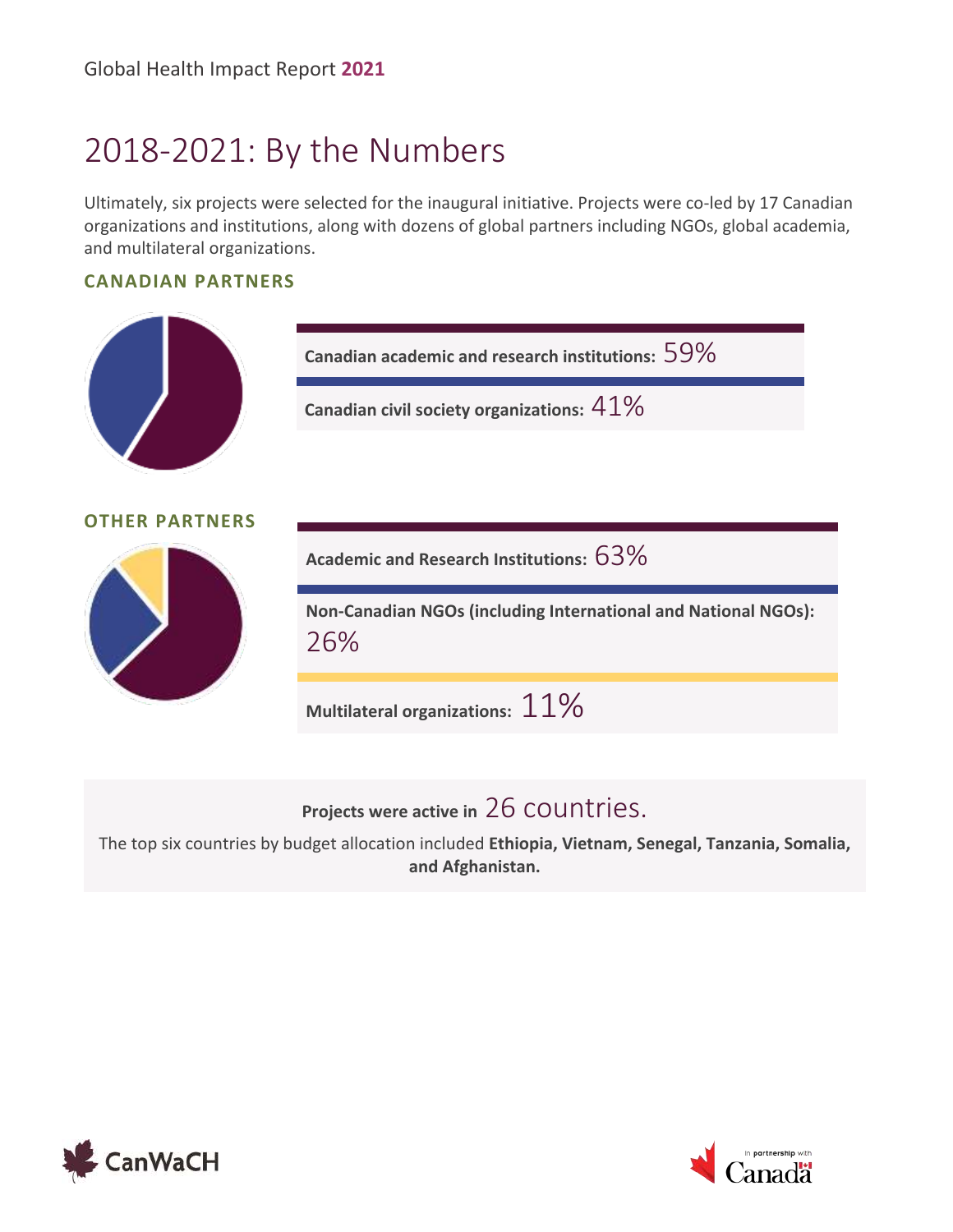# 2018-2021: By the Numbers

Ultimately, six projects were selected for the inaugural initiative. Projects were co-led by 17 Canadian organizations and institutions, along with dozens of global partners including NGOs, global academia, and multilateral organizations.

### CANADIAN PARTNERS

**Canadian academic and research institutions:** 59%

**Canadian civil society organizations:** 41%

### OTHER PARTNERS

**Academic and Research Institutions:** 63%

**Non-Canadian NGOs (including International and National NGOs):** 26%

**Multilateral organizations:** 11%

**Projects were active in** 26 countries.

The top six countries by budget allocation included **Ethiopia, Vietnam, Senegal, Tanzania, Somalia, and Afghanistan.**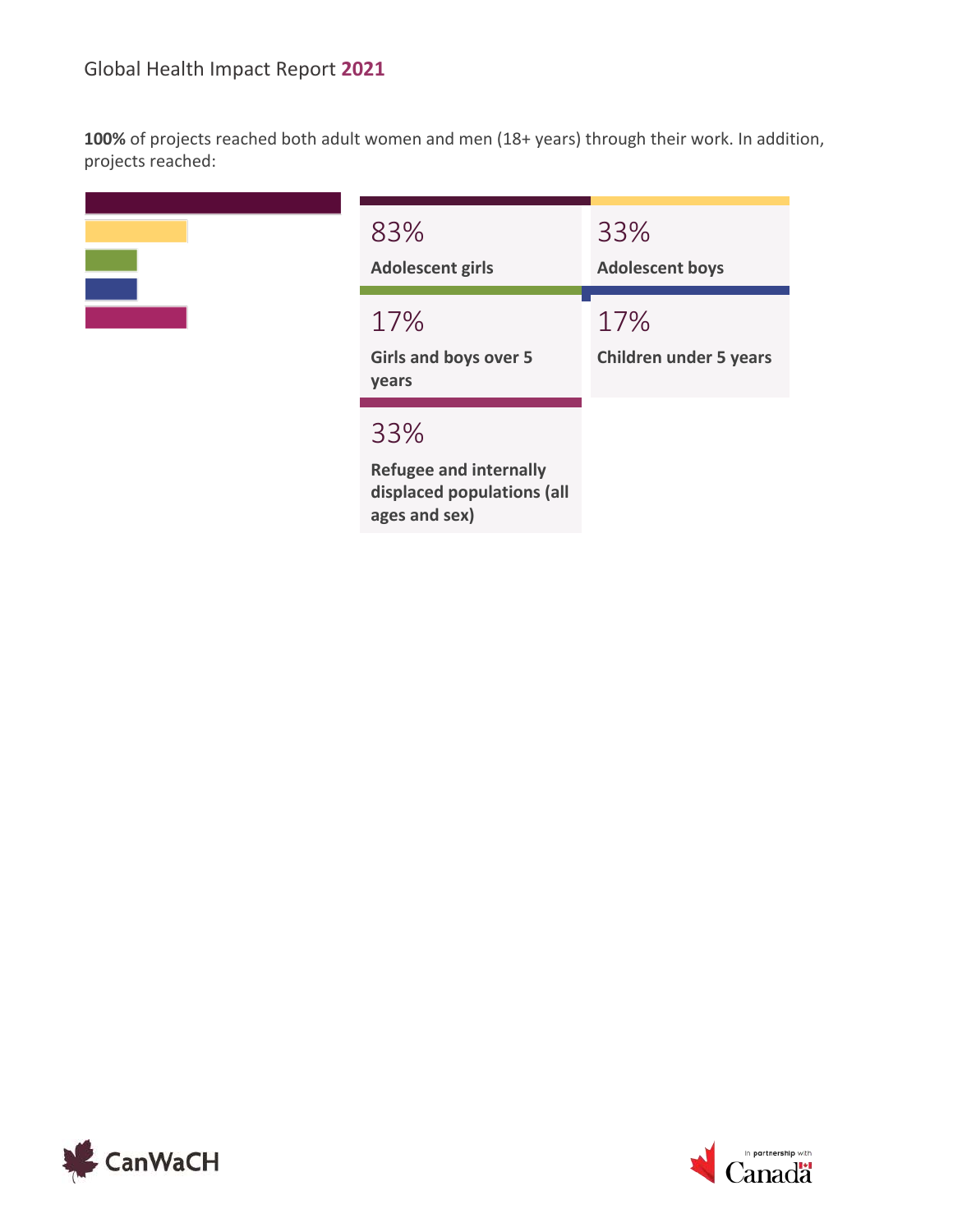**100%** of projects reached both adult women and men (18+ years) through their work. In addition, projects reached:

- **83%** — Adolescent girls
- **33%** — Adolescent boys
- **17%** — Girls and boys over 5 years
- **17%** — Children under 5 years
- **33%** — Refugee and internally displaced populations (all ages and sex)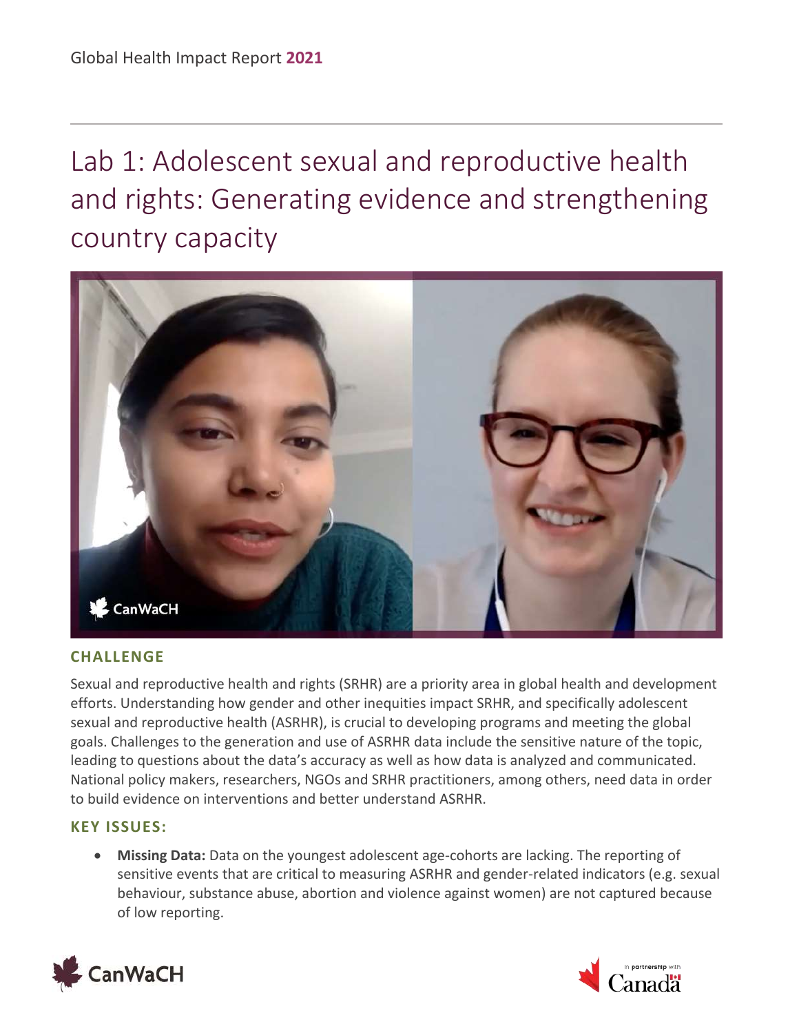# Lab 1: Adolescent sexual and reproductive health and rights: Generating evidence and strengthening country capacity

### CHALLENGE

Sexual and reproductive health and rights (SRHR) are a priority area in global health and development efforts. Understanding how gender and other inequities impact SRHR, and specifically adolescent sexual and reproductive health (ASRHR), is crucial to developing programs and meeting the global goals. Challenges to the generation and use of ASRHR data include the sensitive nature of the topic, leading to questions about the data's accuracy as well as how data is analyzed and communicated. National policy makers, researchers, NGOs and SRHR practitioners, among others, need data in order to build evidence on interventions and better understand ASRHR.

### KEY ISSUES:

- **Missing Data:** Data on the youngest adolescent age-cohorts are lacking. The reporting of sensitive events that are critical to measuring ASRHR and gender-related indicators (e.g. sexual behaviour, substance abuse, abortion and violence against women) are not captured because of low reporting.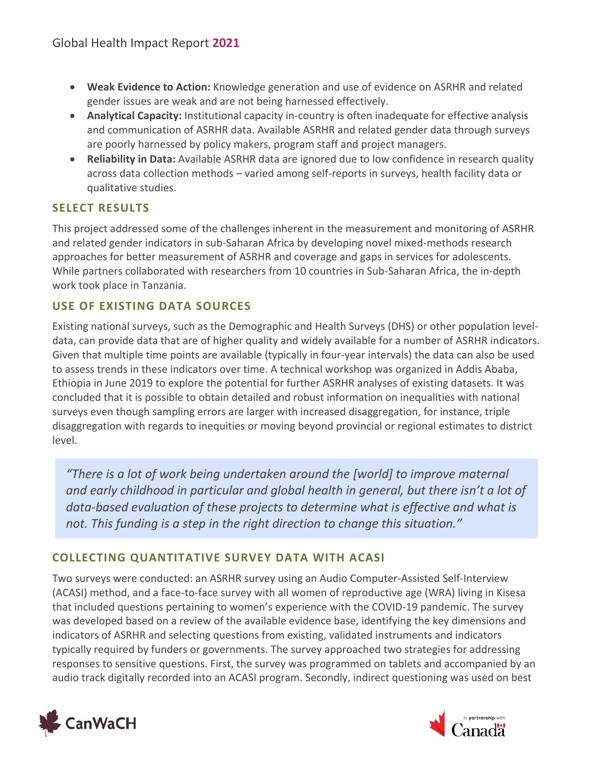- **Weak Evidence to Action:** Knowledge generation and use of evidence on ASRHR and related gender issues are weak and are not being harnessed effectively.
- **Analytical Capacity:** Institutional capacity in-country is often inadequate for effective analysis and communication of ASRHR data. Available ASRHR and related gender data through surveys are poorly harnessed by policy makers, program staff and project managers.
- **Reliability in Data:** Available ASRHR data are ignored due to low confidence in research quality across data collection methods – varied among self-reports in surveys, health facility data or qualitative studies.

## SELECT RESULTS

This project addressed some of the challenges inherent in the measurement and monitoring of ASRHR and related gender indicators in sub-Saharan Africa by developing novel mixed-methods research approaches for better measurement of ASRHR and coverage and gaps in services for adolescents. While partners collaborated with researchers from 10 countries in Sub-Saharan Africa, the in-depth work took place in Tanzania.

## USE OF EXISTING DATA SOURCES

Existing national surveys, such as the Demographic and Health Surveys (DHS) or other population level-data, can provide data that are of higher quality and widely available for a number of ASRHR indicators. Given that multiple time points are available (typically in four-year intervals) the data can also be used to assess trends in these indicators over time. A technical workshop was organized in Addis Ababa, Ethiopia in June 2019 to explore the potential for further ASRHR analyses of existing datasets. It was concluded that it is possible to obtain detailed and robust information on inequalities with national surveys even though sampling errors are larger with increased disaggregation, for instance, triple disaggregation with regards to inequities or moving beyond provincial or regional estimates to district level.

> *"There is a lot of work being undertaken around the [world] to improve maternal and early childhood in particular and global health in general, but there isn't a lot of data-based evaluation of these projects to determine what is effective and what is not. This funding is a step in the right direction to change this situation."*

## COLLECTING QUANTITATIVE SURVEY DATA WITH ACASI

Two surveys were conducted: an ASRHR survey using an Audio Computer-Assisted Self-Interview (ACASI) method, and a face-to-face survey with all women of reproductive age (WRA) living in Kisesa that included questions pertaining to women's experience with the COVID-19 pandemic. The survey was developed based on a review of the available evidence base, identifying the key dimensions and indicators of ASRHR and selecting questions from existing, validated instruments and indicators typically required by funders or governments. The survey approached two strategies for addressing responses to sensitive questions. First, the survey was programmed on tablets and accompanied by an audio track digitally recorded into an ACASI program. Secondly, indirect questioning was used on best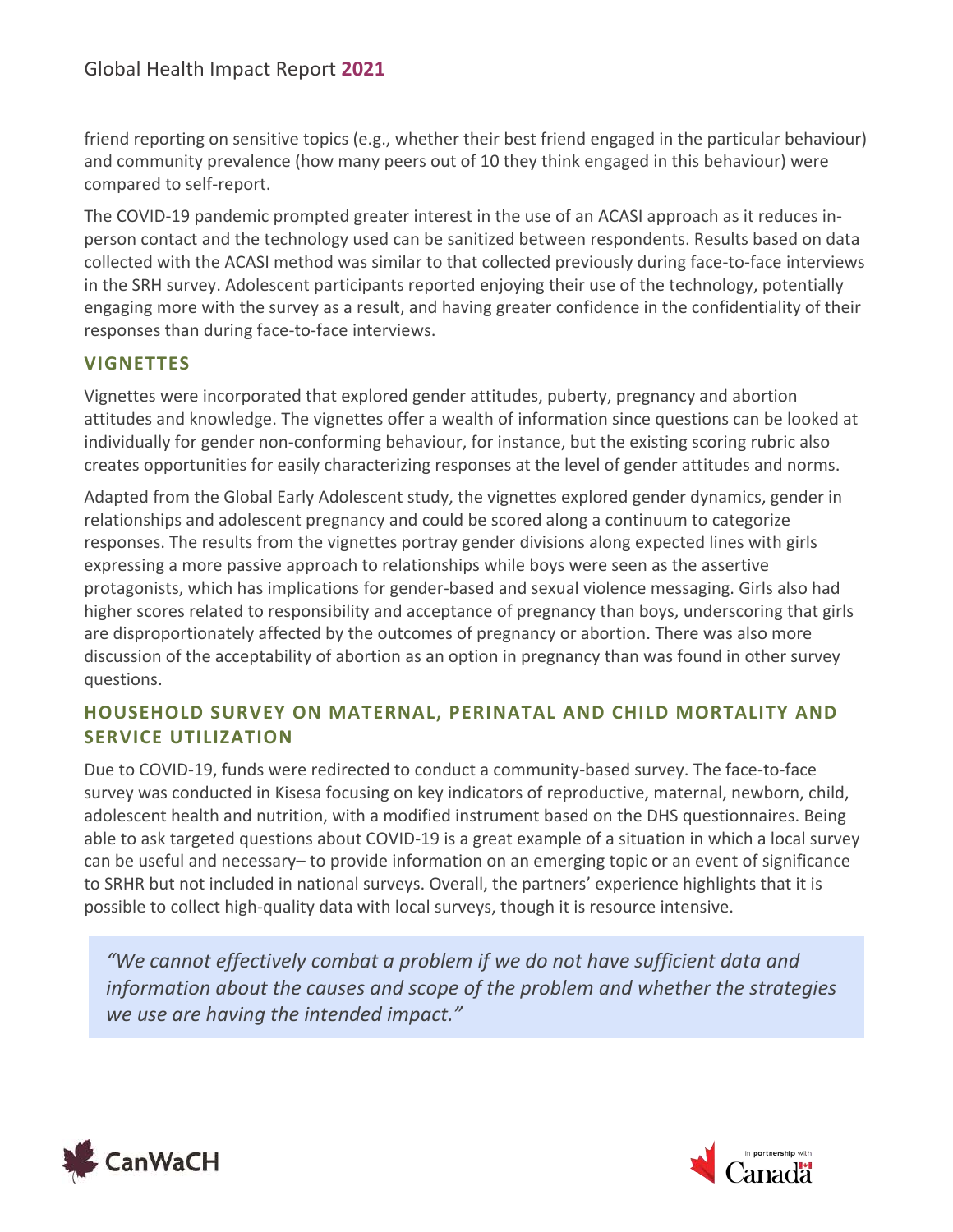friend reporting on sensitive topics (e.g., whether their best friend engaged in the particular behaviour) and community prevalence (how many peers out of 10 they think engaged in this behaviour) were compared to self-report.

The COVID-19 pandemic prompted greater interest in the use of an ACASI approach as it reduces in-person contact and the technology used can be sanitized between respondents. Results based on data collected with the ACASI method was similar to that collected previously during face-to-face interviews in the SRH survey. Adolescent participants reported enjoying their use of the technology, potentially engaging more with the survey as a result, and having greater confidence in the confidentiality of their responses than during face-to-face interviews.

### VIGNETTES

Vignettes were incorporated that explored gender attitudes, puberty, pregnancy and abortion attitudes and knowledge. The vignettes offer a wealth of information since questions can be looked at individually for gender non-conforming behaviour, for instance, but the existing scoring rubric also creates opportunities for easily characterizing responses at the level of gender attitudes and norms.

Adapted from the Global Early Adolescent study, the vignettes explored gender dynamics, gender in relationships and adolescent pregnancy and could be scored along a continuum to categorize responses. The results from the vignettes portray gender divisions along expected lines with girls expressing a more passive approach to relationships while boys were seen as the assertive protagonists, which has implications for gender-based and sexual violence messaging. Girls also had higher scores related to responsibility and acceptance of pregnancy than boys, underscoring that girls are disproportionately affected by the outcomes of pregnancy or abortion. There was also more discussion of the acceptability of abortion as an option in pregnancy than was found in other survey questions.

### HOUSEHOLD SURVEY ON MATERNAL, PERINATAL AND CHILD MORTALITY AND SERVICE UTILIZATION

Due to COVID-19, funds were redirected to conduct a community-based survey. The face-to-face survey was conducted in Kisesa focusing on key indicators of reproductive, maternal, newborn, child, adolescent health and nutrition, with a modified instrument based on the DHS questionnaires. Being able to ask targeted questions about COVID-19 is a great example of a situation in which a local survey can be useful and necessary– to provide information on an emerging topic or an event of significance to SRHR but not included in national surveys. Overall, the partners' experience highlights that it is possible to collect high-quality data with local surveys, though it is resource intensive.

> *"We cannot effectively combat a problem if we do not have sufficient data and information about the causes and scope of the problem and whether the strategies we use are having the intended impact."*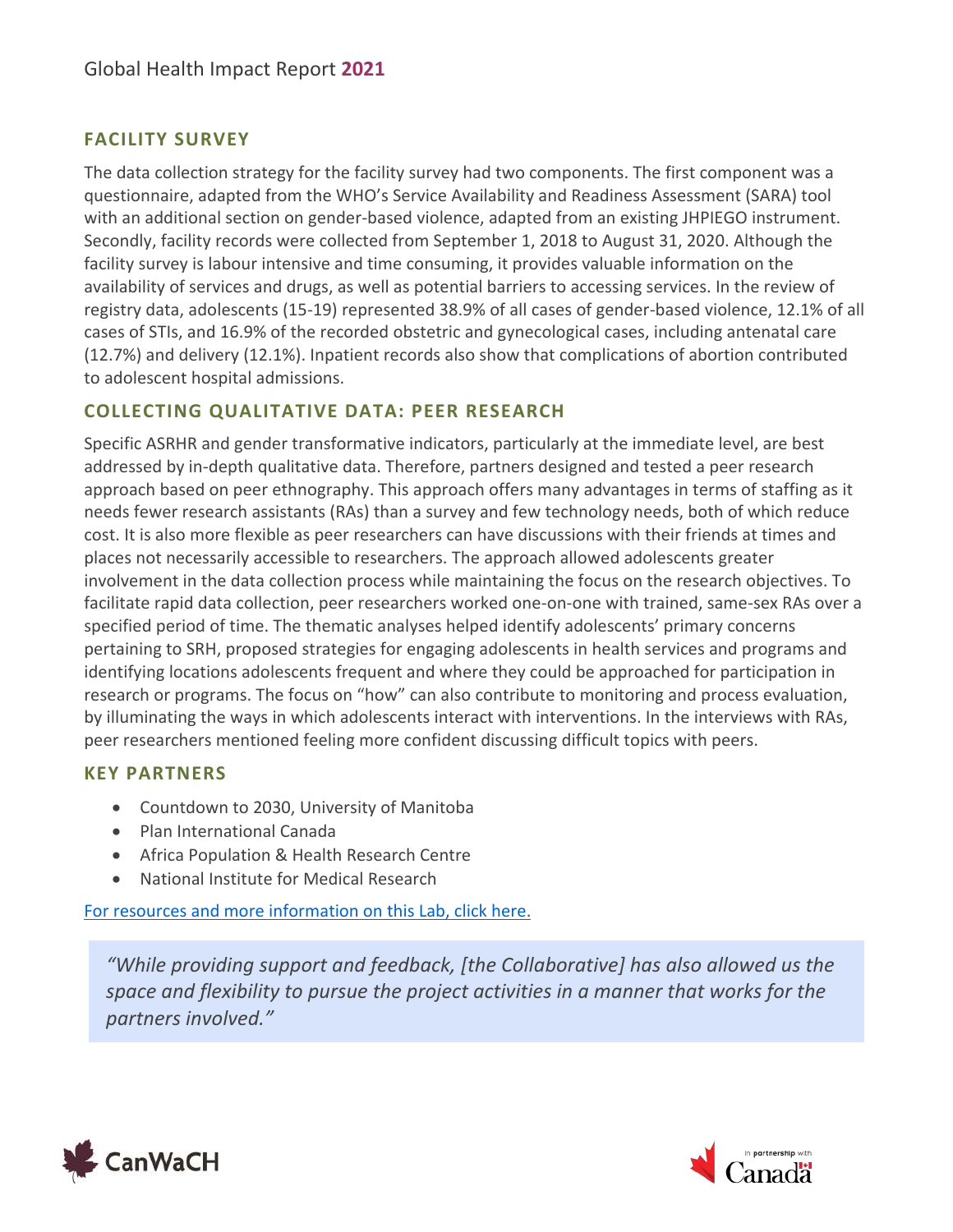## FACILITY SURVEY

The data collection strategy for the facility survey had two components. The first component was a questionnaire, adapted from the WHO's Service Availability and Readiness Assessment (SARA) tool with an additional section on gender-based violence, adapted from an existing JHPIEGO instrument. Secondly, facility records were collected from September 1, 2018 to August 31, 2020. Although the facility survey is labour intensive and time consuming, it provides valuable information on the availability of services and drugs, as well as potential barriers to accessing services. In the review of registry data, adolescents (15-19) represented 38.9% of all cases of gender-based violence, 12.1% of all cases of STIs, and 16.9% of the recorded obstetric and gynecological cases, including antenatal care (12.7%) and delivery (12.1%). Inpatient records also show that complications of abortion contributed to adolescent hospital admissions.

## COLLECTING QUALITATIVE DATA: PEER RESEARCH

Specific ASRHR and gender transformative indicators, particularly at the immediate level, are best addressed by in-depth qualitative data. Therefore, partners designed and tested a peer research approach based on peer ethnography. This approach offers many advantages in terms of staffing as it needs fewer research assistants (RAs) than a survey and few technology needs, both of which reduce cost. It is also more flexible as peer researchers can have discussions with their friends at times and places not necessarily accessible to researchers. The approach allowed adolescents greater involvement in the data collection process while maintaining the focus on the research objectives. To facilitate rapid data collection, peer researchers worked one-on-one with trained, same-sex RAs over a specified period of time. The thematic analyses helped identify adolescents' primary concerns pertaining to SRH, proposed strategies for engaging adolescents in health services and programs and identifying locations adolescents frequent and where they could be approached for participation in research or programs. The focus on "how" can also contribute to monitoring and process evaluation, by illuminating the ways in which adolescents interact with interventions. In the interviews with RAs, peer researchers mentioned feeling more confident discussing difficult topics with peers.

## KEY PARTNERS

- Countdown to 2030, University of Manitoba
- Plan International Canada
- Africa Population & Health Research Centre
- National Institute for Medical Research

For resources and more information on this Lab, click here.

> *"While providing support and feedback, [the Collaborative] has also allowed us the space and flexibility to pursue the project activities in a manner that works for the partners involved."*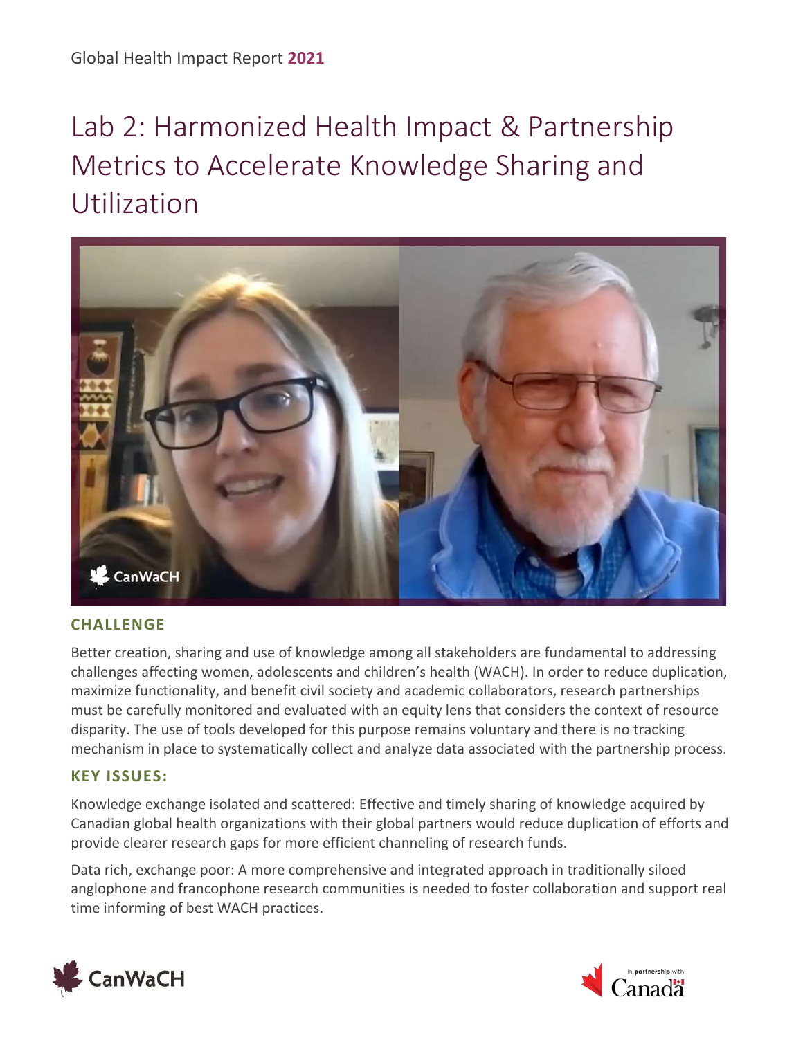# Lab 2: Harmonized Health Impact & Partnership Metrics to Accelerate Knowledge Sharing and Utilization

## CHALLENGE

Better creation, sharing and use of knowledge among all stakeholders are fundamental to addressing challenges affecting women, adolescents and children's health (WACH). In order to reduce duplication, maximize functionality, and benefit civil society and academic collaborators, research partnerships must be carefully monitored and evaluated with an equity lens that considers the context of resource disparity. The use of tools developed for this purpose remains voluntary and there is no tracking mechanism in place to systematically collect and analyze data associated with the partnership process.

## KEY ISSUES:

Knowledge exchange isolated and scattered: Effective and timely sharing of knowledge acquired by Canadian global health organizations with their global partners would reduce duplication of efforts and provide clearer research gaps for more efficient channeling of research funds.

Data rich, exchange poor: A more comprehensive and integrated approach in traditionally siloed anglophone and francophone research communities is needed to foster collaboration and support real time informing of best WACH practices.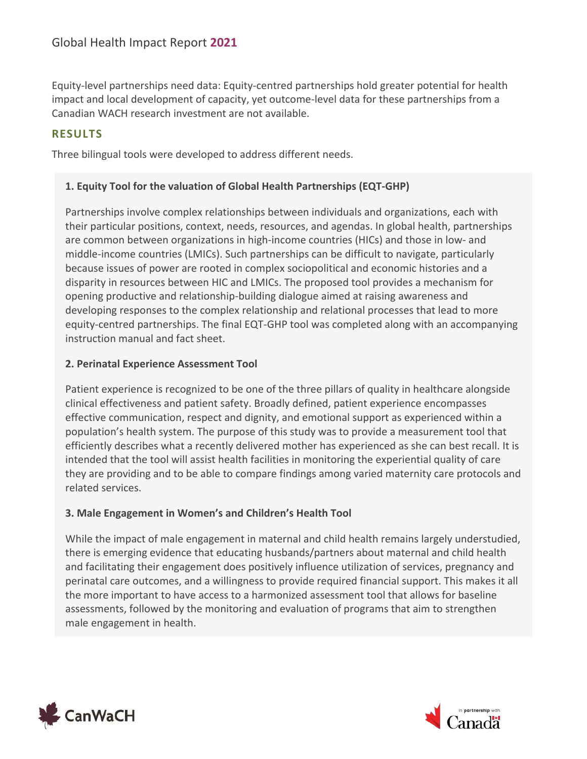Equity-level partnerships need data: Equity-centred partnerships hold greater potential for health impact and local development of capacity, yet outcome-level data for these partnerships from a Canadian WACH research investment are not available.

## RESULTS

Three bilingual tools were developed to address different needs.

### 1. Equity Tool for the valuation of Global Health Partnerships (EQT-GHP)

Partnerships involve complex relationships between individuals and organizations, each with their particular positions, context, needs, resources, and agendas. In global health, partnerships are common between organizations in high-income countries (HICs) and those in low- and middle-income countries (LMICs). Such partnerships can be difficult to navigate, particularly because issues of power are rooted in complex sociopolitical and economic histories and a disparity in resources between HIC and LMICs. The proposed tool provides a mechanism for opening productive and relationship-building dialogue aimed at raising awareness and developing responses to the complex relationship and relational processes that lead to more equity-centred partnerships. The final EQT-GHP tool was completed along with an accompanying instruction manual and fact sheet.

### 2. Perinatal Experience Assessment Tool

Patient experience is recognized to be one of the three pillars of quality in healthcare alongside clinical effectiveness and patient safety. Broadly defined, patient experience encompasses effective communication, respect and dignity, and emotional support as experienced within a population's health system. The purpose of this study was to provide a measurement tool that efficiently describes what a recently delivered mother has experienced as she can best recall. It is intended that the tool will assist health facilities in monitoring the experiential quality of care they are providing and to be able to compare findings among varied maternity care protocols and related services.

### 3. Male Engagement in Women's and Children's Health Tool

While the impact of male engagement in maternal and child health remains largely understudied, there is emerging evidence that educating husbands/partners about maternal and child health and facilitating their engagement does positively influence utilization of services, pregnancy and perinatal care outcomes, and a willingness to provide required financial support. This makes it all the more important to have access to a harmonized assessment tool that allows for baseline assessments, followed by the monitoring and evaluation of programs that aim to strengthen male engagement in health.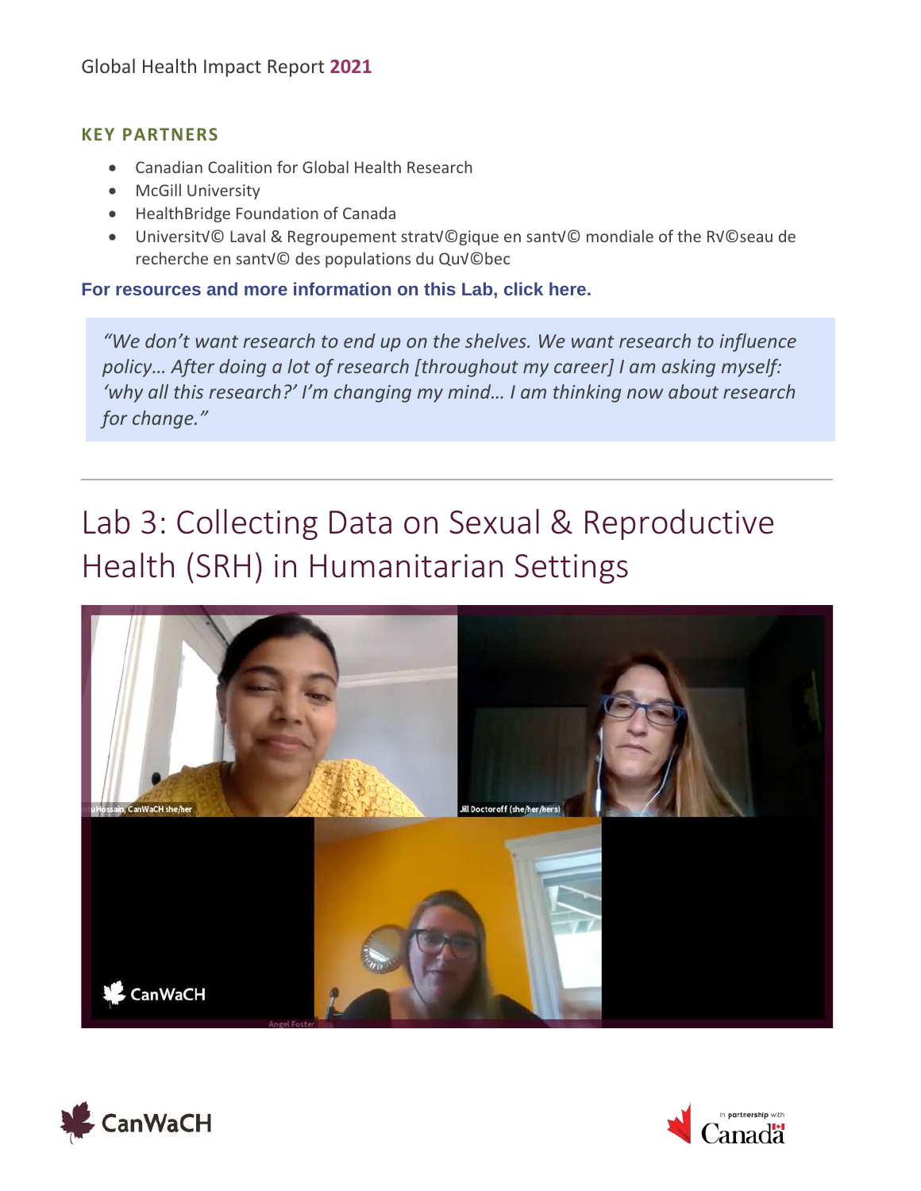### KEY PARTNERS

- Canadian Coalition for Global Health Research
- McGill University
- HealthBridge Foundation of Canada
- Universit√© Laval & Regroupement strat√©gique en sant√© mondiale of the R√©seau de recherche en sant√© des populations du Qu√©bec

**For resources and more information on this Lab, click here.**

> *"We don't want research to end up on the shelves. We want research to influence policy… After doing a lot of research [throughout my career] I am asking myself: 'why all this research?' I'm changing my mind… I am thinking now about research for change."*

---

# Lab 3: Collecting Data on Sexual & Reproductive Health (SRH) in Humanitarian Settings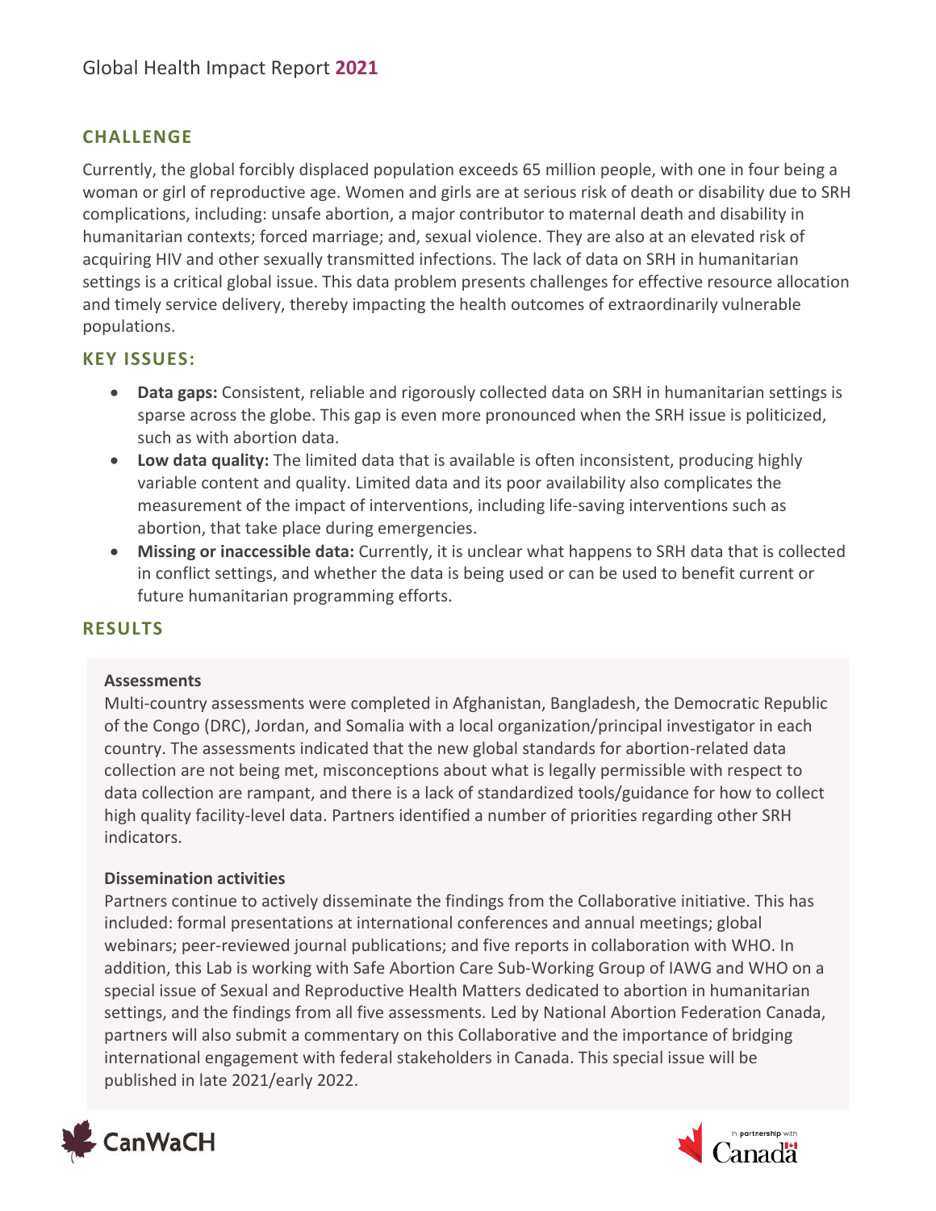## CHALLENGE

Currently, the global forcibly displaced population exceeds 65 million people, with one in four being a woman or girl of reproductive age. Women and girls are at serious risk of death or disability due to SRH complications, including: unsafe abortion, a major contributor to maternal death and disability in humanitarian contexts; forced marriage; and, sexual violence. They are also at an elevated risk of acquiring HIV and other sexually transmitted infections. The lack of data on SRH in humanitarian settings is a critical global issue. This data problem presents challenges for effective resource allocation and timely service delivery, thereby impacting the health outcomes of extraordinarily vulnerable populations.

## KEY ISSUES:

- **Data gaps:** Consistent, reliable and rigorously collected data on SRH in humanitarian settings is sparse across the globe. This gap is even more pronounced when the SRH issue is politicized, such as with abortion data.
- **Low data quality:** The limited data that is available is often inconsistent, producing highly variable content and quality. Limited data and its poor availability also complicates the measurement of the impact of interventions, including life-saving interventions such as abortion, that take place during emergencies.
- **Missing or inaccessible data:** Currently, it is unclear what happens to SRH data that is collected in conflict settings, and whether the data is being used or can be used to benefit current or future humanitarian programming efforts.

## RESULTS

**Assessments**

Multi-country assessments were completed in Afghanistan, Bangladesh, the Democratic Republic of the Congo (DRC), Jordan, and Somalia with a local organization/principal investigator in each country. The assessments indicated that the new global standards for abortion-related data collection are not being met, misconceptions about what is legally permissible with respect to data collection are rampant, and there is a lack of standardized tools/guidance for how to collect high quality facility-level data. Partners identified a number of priorities regarding other SRH indicators.

**Dissemination activities**

Partners continue to actively disseminate the findings from the Collaborative initiative. This has included: formal presentations at international conferences and annual meetings; global webinars; peer-reviewed journal publications; and five reports in collaboration with WHO. In addition, this Lab is working with Safe Abortion Care Sub-Working Group of IAWG and WHO on a special issue of Sexual and Reproductive Health Matters dedicated to abortion in humanitarian settings, and the findings from all five assessments. Led by National Abortion Federation Canada, partners will also submit a commentary on this Collaborative and the importance of bridging international engagement with federal stakeholders in Canada. This special issue will be published in late 2021/early 2022.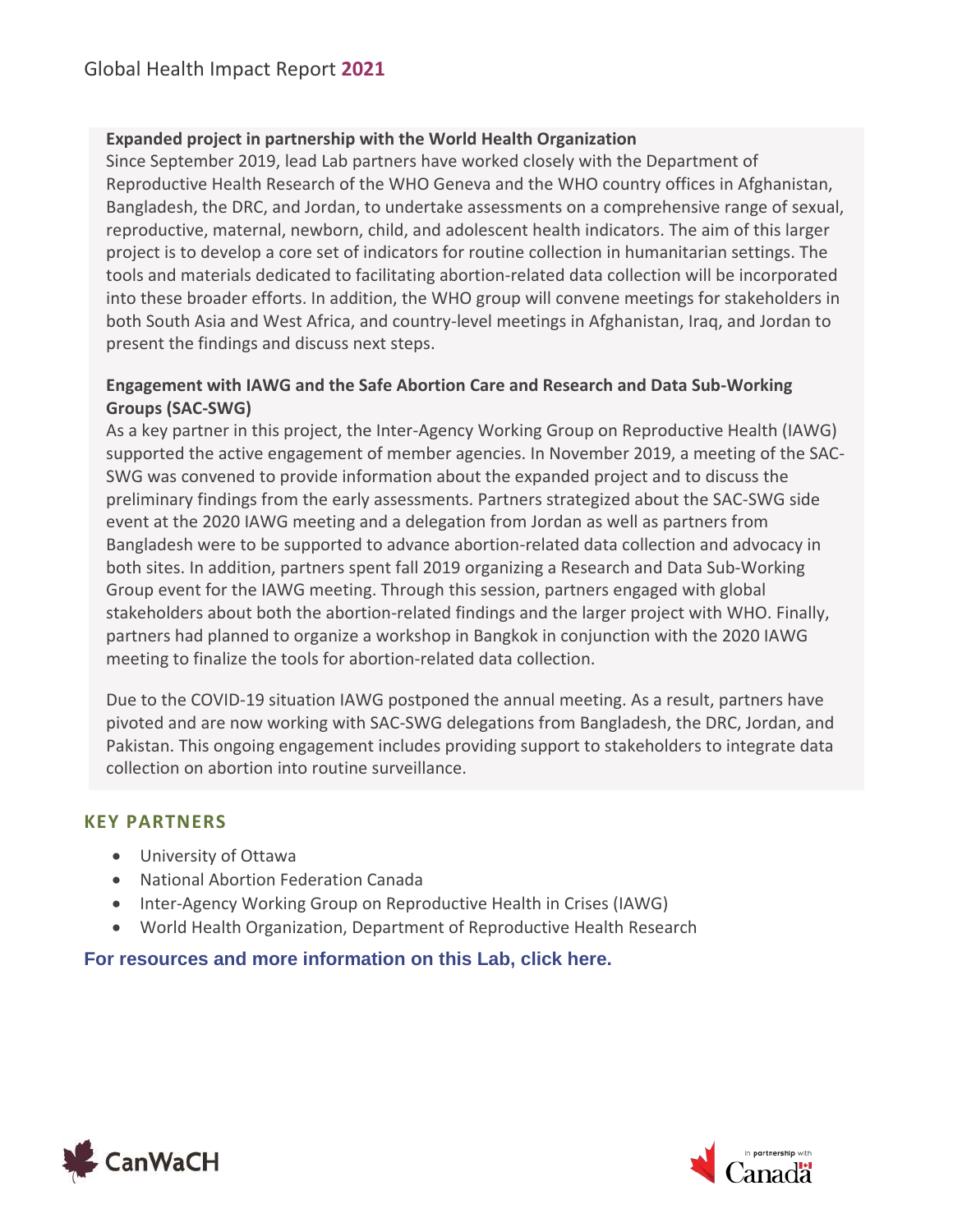**Expanded project in partnership with the World Health Organization**

Since September 2019, lead Lab partners have worked closely with the Department of Reproductive Health Research of the WHO Geneva and the WHO country offices in Afghanistan, Bangladesh, the DRC, and Jordan, to undertake assessments on a comprehensive range of sexual, reproductive, maternal, newborn, child, and adolescent health indicators. The aim of this larger project is to develop a core set of indicators for routine collection in humanitarian settings. The tools and materials dedicated to facilitating abortion-related data collection will be incorporated into these broader efforts. In addition, the WHO group will convene meetings for stakeholders in both South Asia and West Africa, and country-level meetings in Afghanistan, Iraq, and Jordan to present the findings and discuss next steps.

**Engagement with IAWG and the Safe Abortion Care and Research and Data Sub-Working Groups (SAC-SWG)**

As a key partner in this project, the Inter-Agency Working Group on Reproductive Health (IAWG) supported the active engagement of member agencies. In November 2019, a meeting of the SAC-SWG was convened to provide information about the expanded project and to discuss the preliminary findings from the early assessments. Partners strategized about the SAC-SWG side event at the 2020 IAWG meeting and a delegation from Jordan as well as partners from Bangladesh were to be supported to advance abortion-related data collection and advocacy in both sites. In addition, partners spent fall 2019 organizing a Research and Data Sub-Working Group event for the IAWG meeting. Through this session, partners engaged with global stakeholders about both the abortion-related findings and the larger project with WHO. Finally, partners had planned to organize a workshop in Bangkok in conjunction with the 2020 IAWG meeting to finalize the tools for abortion-related data collection.

Due to the COVID-19 situation IAWG postponed the annual meeting. As a result, partners have pivoted and are now working with SAC-SWG delegations from Bangladesh, the DRC, Jordan, and Pakistan. This ongoing engagement includes providing support to stakeholders to integrate data collection on abortion into routine surveillance.

## KEY PARTNERS

- University of Ottawa
- National Abortion Federation Canada
- Inter-Agency Working Group on Reproductive Health in Crises (IAWG)
- World Health Organization, Department of Reproductive Health Research

**For resources and more information on this Lab, click here.**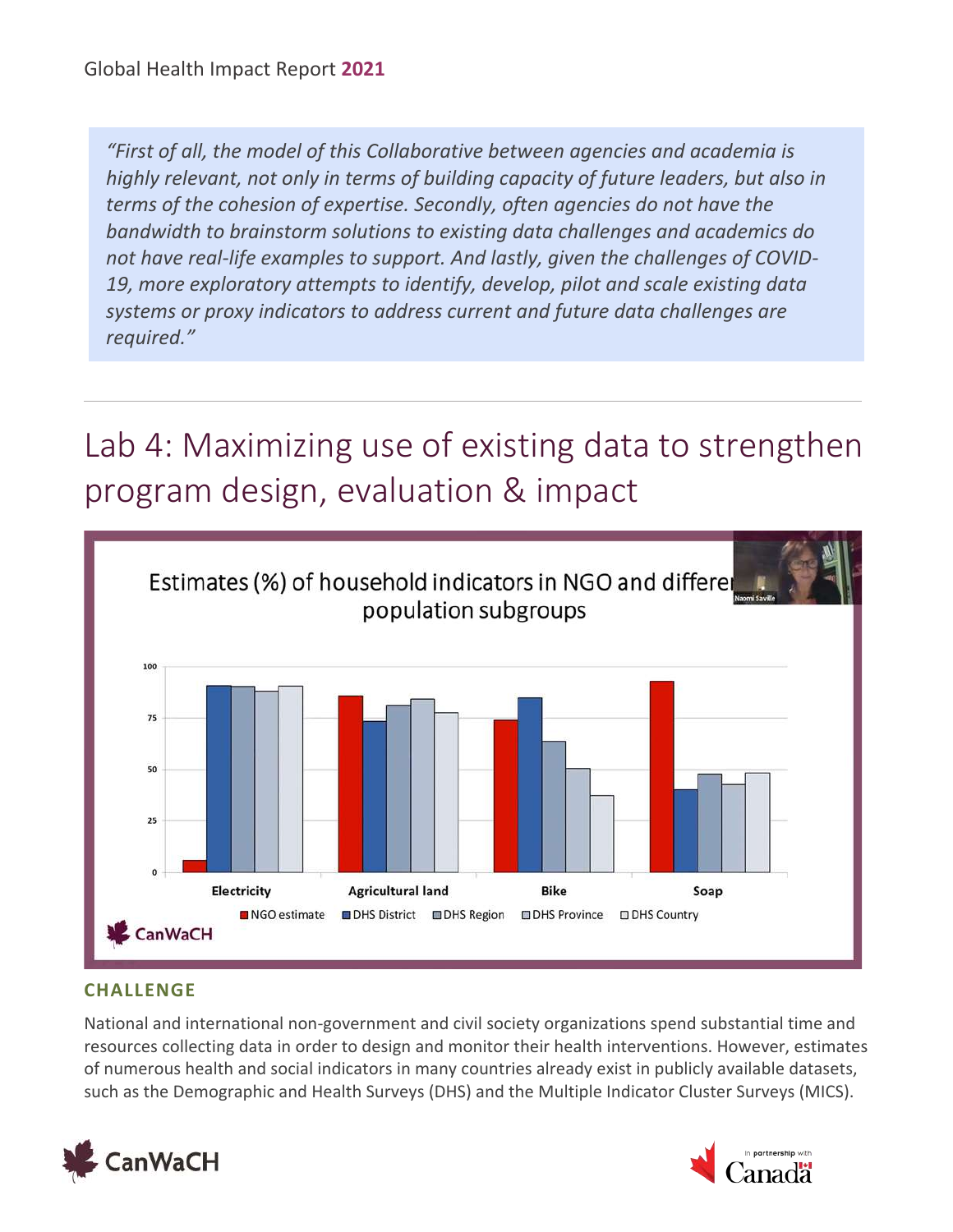> *"First of all, the model of this Collaborative between agencies and academia is highly relevant, not only in terms of building capacity of future leaders, but also in terms of the cohesion of expertise. Secondly, often agencies do not have the bandwidth to brainstorm solutions to existing data challenges and academics do not have real-life examples to support. And lastly, given the challenges of COVID-19, more exploratory attempts to identify, develop, pilot and scale existing data systems or proxy indicators to address current and future data challenges are required."*

# Lab 4: Maximizing use of existing data to strengthen program design, evaluation & impact

Estimates (%) of household indicators in NGO and different population subgroups

| | NGO estimate | DHS District | DHS Region | DHS Province | DHS Country |
|---|---|---|---|---|---|
| Electricity | ~6 | ~91 | ~90 | ~88 | ~90 |
| Agricultural land | ~86 | ~73 | ~81 | ~84 | ~77 |
| Bike | ~74 | ~85 | ~64 | ~50 | ~37 |
| Soap | ~93 | ~40 | ~48 | ~43 | ~48 |

CanWaCH

## CHALLENGE

National and international non-government and civil society organizations spend substantial time and resources collecting data in order to design and monitor their health interventions. However, estimates of numerous health and social indicators in many countries already exist in publicly available datasets, such as the Demographic and Health Surveys (DHS) and the Multiple Indicator Cluster Surveys (MICS).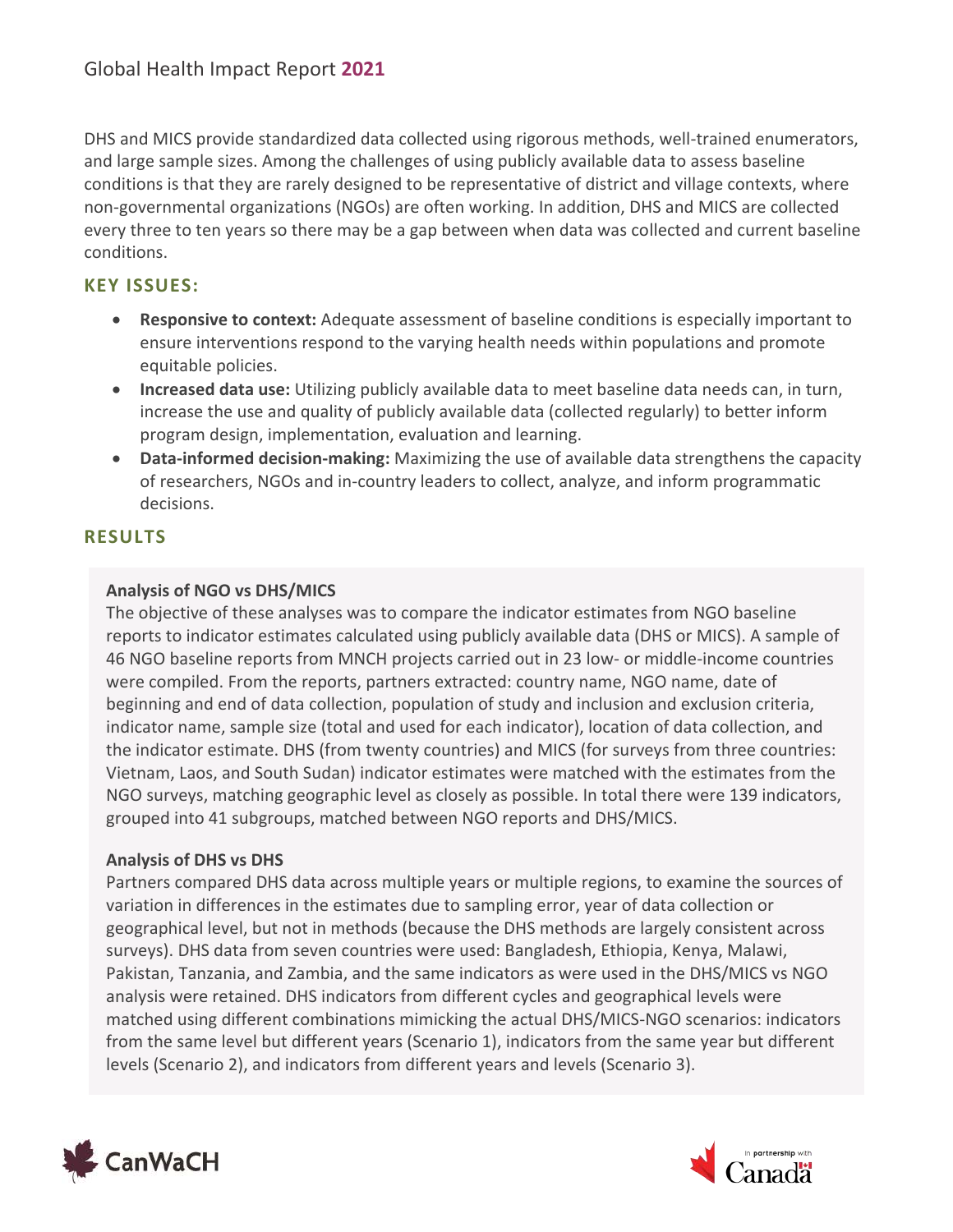DHS and MICS provide standardized data collected using rigorous methods, well-trained enumerators, and large sample sizes. Among the challenges of using publicly available data to assess baseline conditions is that they are rarely designed to be representative of district and village contexts, where non-governmental organizations (NGOs) are often working. In addition, DHS and MICS are collected every three to ten years so there may be a gap between when data was collected and current baseline conditions.

## KEY ISSUES:

- **Responsive to context:** Adequate assessment of baseline conditions is especially important to ensure interventions respond to the varying health needs within populations and promote equitable policies.
- **Increased data use:** Utilizing publicly available data to meet baseline data needs can, in turn, increase the use and quality of publicly available data (collected regularly) to better inform program design, implementation, evaluation and learning.
- **Data-informed decision-making:** Maximizing the use of available data strengthens the capacity of researchers, NGOs and in-country leaders to collect, analyze, and inform programmatic decisions.

## RESULTS

**Analysis of NGO vs DHS/MICS**

The objective of these analyses was to compare the indicator estimates from NGO baseline reports to indicator estimates calculated using publicly available data (DHS or MICS). A sample of 46 NGO baseline reports from MNCH projects carried out in 23 low- or middle-income countries were compiled. From the reports, partners extracted: country name, NGO name, date of beginning and end of data collection, population of study and inclusion and exclusion criteria, indicator name, sample size (total and used for each indicator), location of data collection, and the indicator estimate. DHS (from twenty countries) and MICS (for surveys from three countries: Vietnam, Laos, and South Sudan) indicator estimates were matched with the estimates from the NGO surveys, matching geographic level as closely as possible. In total there were 139 indicators, grouped into 41 subgroups, matched between NGO reports and DHS/MICS.

**Analysis of DHS vs DHS**

Partners compared DHS data across multiple years or multiple regions, to examine the sources of variation in differences in the estimates due to sampling error, year of data collection or geographical level, but not in methods (because the DHS methods are largely consistent across surveys). DHS data from seven countries were used: Bangladesh, Ethiopia, Kenya, Malawi, Pakistan, Tanzania, and Zambia, and the same indicators as were used in the DHS/MICS vs NGO analysis were retained. DHS indicators from different cycles and geographical levels were matched using different combinations mimicking the actual DHS/MICS-NGO scenarios: indicators from the same level but different years (Scenario 1), indicators from the same year but different levels (Scenario 2), and indicators from different years and levels (Scenario 3).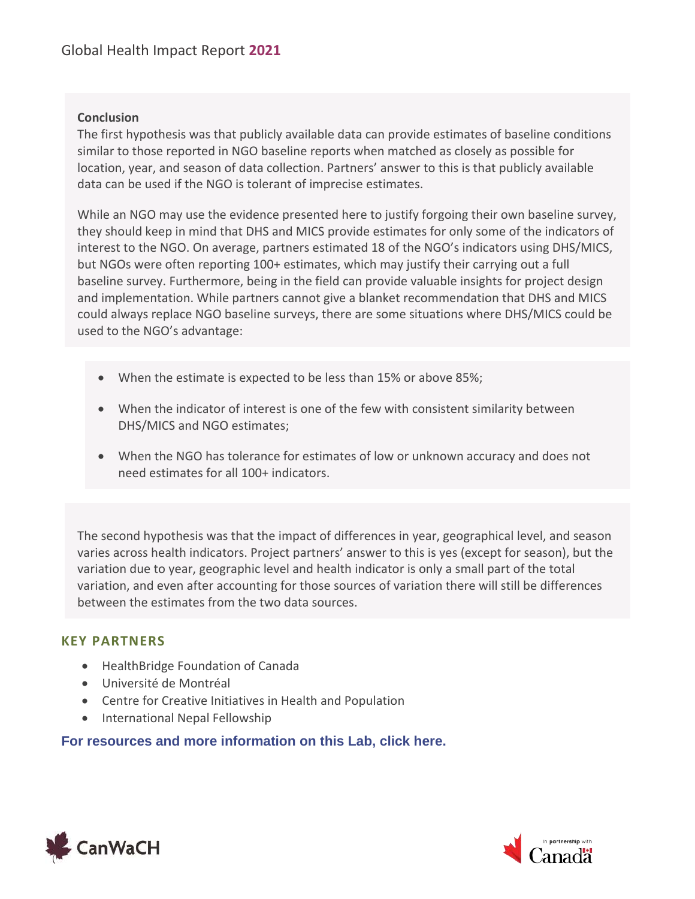**Conclusion**

The first hypothesis was that publicly available data can provide estimates of baseline conditions similar to those reported in NGO baseline reports when matched as closely as possible for location, year, and season of data collection. Partners' answer to this is that publicly available data can be used if the NGO is tolerant of imprecise estimates.

While an NGO may use the evidence presented here to justify forgoing their own baseline survey, they should keep in mind that DHS and MICS provide estimates for only some of the indicators of interest to the NGO. On average, partners estimated 18 of the NGO's indicators using DHS/MICS, but NGOs were often reporting 100+ estimates, which may justify their carrying out a full baseline survey. Furthermore, being in the field can provide valuable insights for project design and implementation. While partners cannot give a blanket recommendation that DHS and MICS could always replace NGO baseline surveys, there are some situations where DHS/MICS could be used to the NGO's advantage:

- When the estimate is expected to be less than 15% or above 85%;
- When the indicator of interest is one of the few with consistent similarity between DHS/MICS and NGO estimates;
- When the NGO has tolerance for estimates of low or unknown accuracy and does not need estimates for all 100+ indicators.

The second hypothesis was that the impact of differences in year, geographical level, and season varies across health indicators. Project partners' answer to this is yes (except for season), but the variation due to year, geographic level and health indicator is only a small part of the total variation, and even after accounting for those sources of variation there will still be differences between the estimates from the two data sources.

## KEY PARTNERS

- HealthBridge Foundation of Canada
- Université de Montréal
- Centre for Creative Initiatives in Health and Population
- International Nepal Fellowship

**For resources and more information on this Lab, click here.**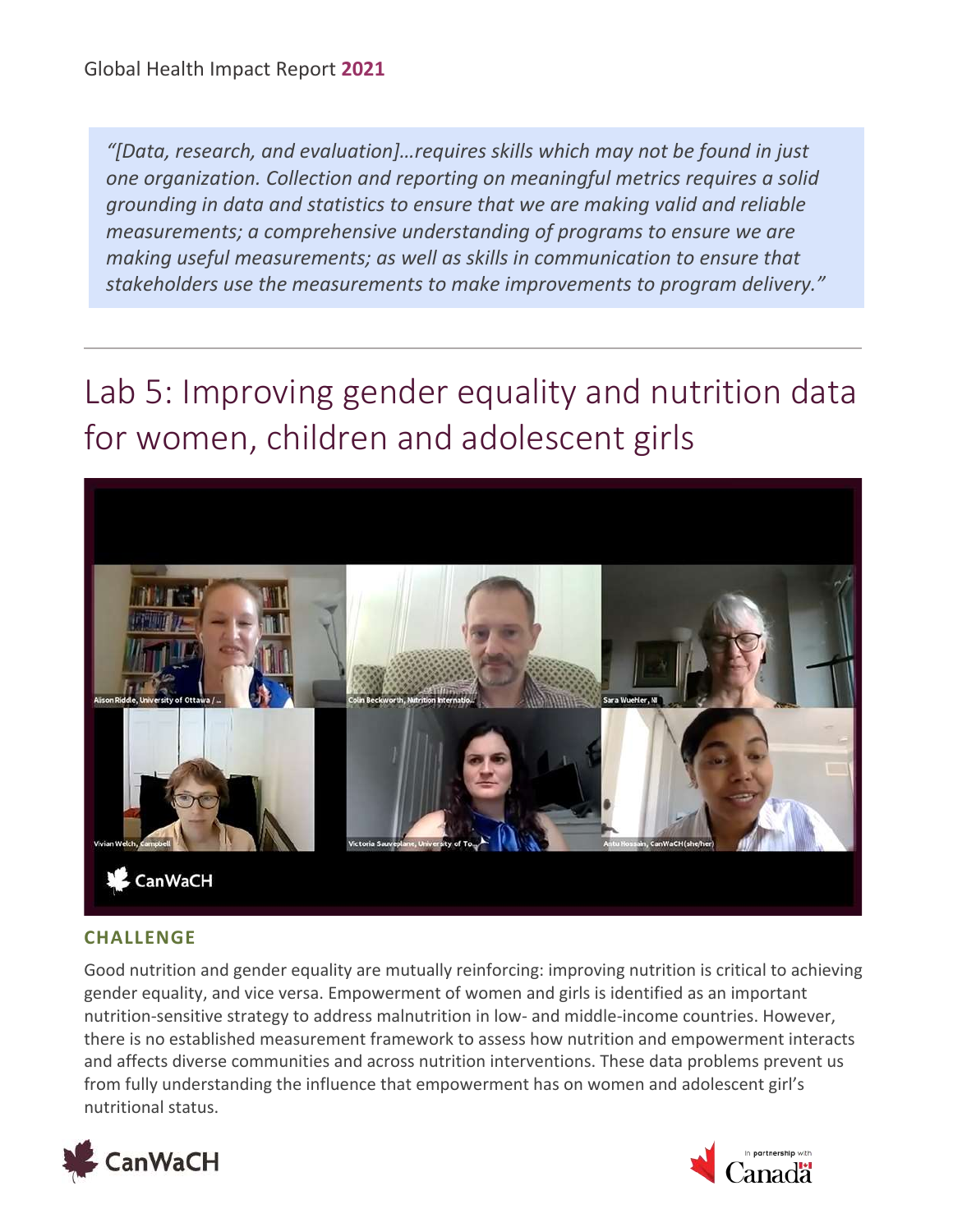*"[Data, research, and evaluation]…requires skills which may not be found in just one organization. Collection and reporting on meaningful metrics requires a solid grounding in data and statistics to ensure that we are making valid and reliable measurements; a comprehensive understanding of programs to ensure we are making useful measurements; as well as skills in communication to ensure that stakeholders use the measurements to make improvements to program delivery."*

---

# Lab 5: Improving gender equality and nutrition data for women, children and adolescent girls

## CHALLENGE

Good nutrition and gender equality are mutually reinforcing: improving nutrition is critical to achieving gender equality, and vice versa. Empowerment of women and girls is identified as an important nutrition-sensitive strategy to address malnutrition in low- and middle-income countries. However, there is no established measurement framework to assess how nutrition and empowerment interacts and affects diverse communities and across nutrition interventions. These data problems prevent us from fully understanding the influence that empowerment has on women and adolescent girl's nutritional status.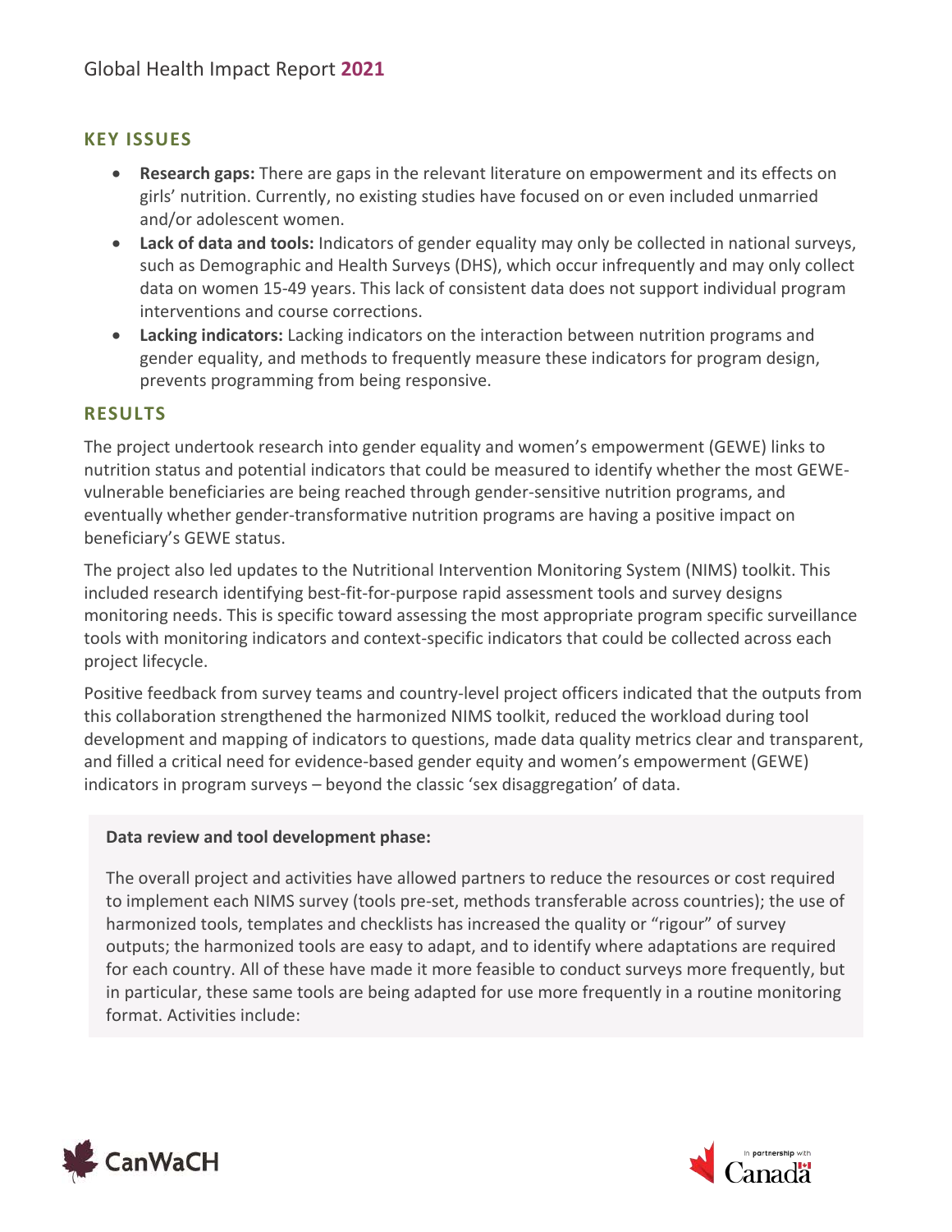## KEY ISSUES

- **Research gaps:** There are gaps in the relevant literature on empowerment and its effects on girls' nutrition. Currently, no existing studies have focused on or even included unmarried and/or adolescent women.
- **Lack of data and tools:** Indicators of gender equality may only be collected in national surveys, such as Demographic and Health Surveys (DHS), which occur infrequently and may only collect data on women 15-49 years. This lack of consistent data does not support individual program interventions and course corrections.
- **Lacking indicators:** Lacking indicators on the interaction between nutrition programs and gender equality, and methods to frequently measure these indicators for program design, prevents programming from being responsive.

## RESULTS

The project undertook research into gender equality and women's empowerment (GEWE) links to nutrition status and potential indicators that could be measured to identify whether the most GEWE-vulnerable beneficiaries are being reached through gender-sensitive nutrition programs, and eventually whether gender-transformative nutrition programs are having a positive impact on beneficiary's GEWE status.

The project also led updates to the Nutritional Intervention Monitoring System (NIMS) toolkit. This included research identifying best-fit-for-purpose rapid assessment tools and survey designs monitoring needs. This is specific toward assessing the most appropriate program specific surveillance tools with monitoring indicators and context-specific indicators that could be collected across each project lifecycle.

Positive feedback from survey teams and country-level project officers indicated that the outputs from this collaboration strengthened the harmonized NIMS toolkit, reduced the workload during tool development and mapping of indicators to questions, made data quality metrics clear and transparent, and filled a critical need for evidence-based gender equity and women's empowerment (GEWE) indicators in program surveys – beyond the classic 'sex disaggregation' of data.

**Data review and tool development phase:**

The overall project and activities have allowed partners to reduce the resources or cost required to implement each NIMS survey (tools pre-set, methods transferable across countries); the use of harmonized tools, templates and checklists has increased the quality or "rigour" of survey outputs; the harmonized tools are easy to adapt, and to identify where adaptations are required for each country. All of these have made it more feasible to conduct surveys more frequently, but in particular, these same tools are being adapted for use more frequently in a routine monitoring format. Activities include: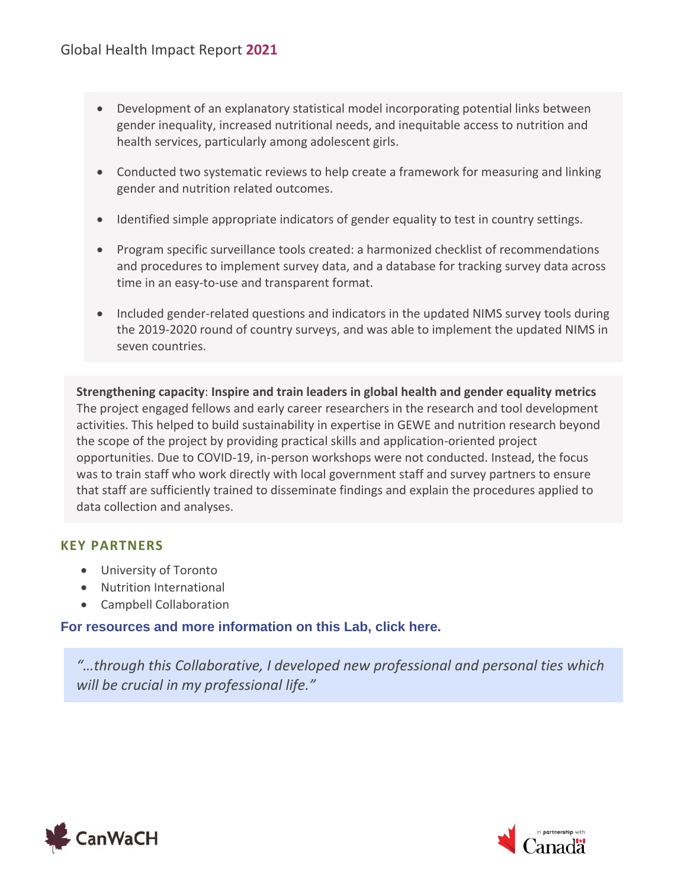- Development of an explanatory statistical model incorporating potential links between gender inequality, increased nutritional needs, and inequitable access to nutrition and health services, particularly among adolescent girls.
- Conducted two systematic reviews to help create a framework for measuring and linking gender and nutrition related outcomes.
- Identified simple appropriate indicators of gender equality to test in country settings.
- Program specific surveillance tools created: a harmonized checklist of recommendations and procedures to implement survey data, and a database for tracking survey data across time in an easy-to-use and transparent format.
- Included gender-related questions and indicators in the updated NIMS survey tools during the 2019-2020 round of country surveys, and was able to implement the updated NIMS in seven countries.

**Strengthening capacity**: **Inspire and train leaders in global health and gender equality metrics**
The project engaged fellows and early career researchers in the research and tool development activities. This helped to build sustainability in expertise in GEWE and nutrition research beyond the scope of the project by providing practical skills and application-oriented project opportunities. Due to COVID-19, in-person workshops were not conducted. Instead, the focus was to train staff who work directly with local government staff and survey partners to ensure that staff are sufficiently trained to disseminate findings and explain the procedures applied to data collection and analyses.

### KEY PARTNERS

- University of Toronto
- Nutrition International
- Campbell Collaboration

**For resources and more information on this Lab, click here.**

> *"…through this Collaborative, I developed new professional and personal ties which will be crucial in my professional life."*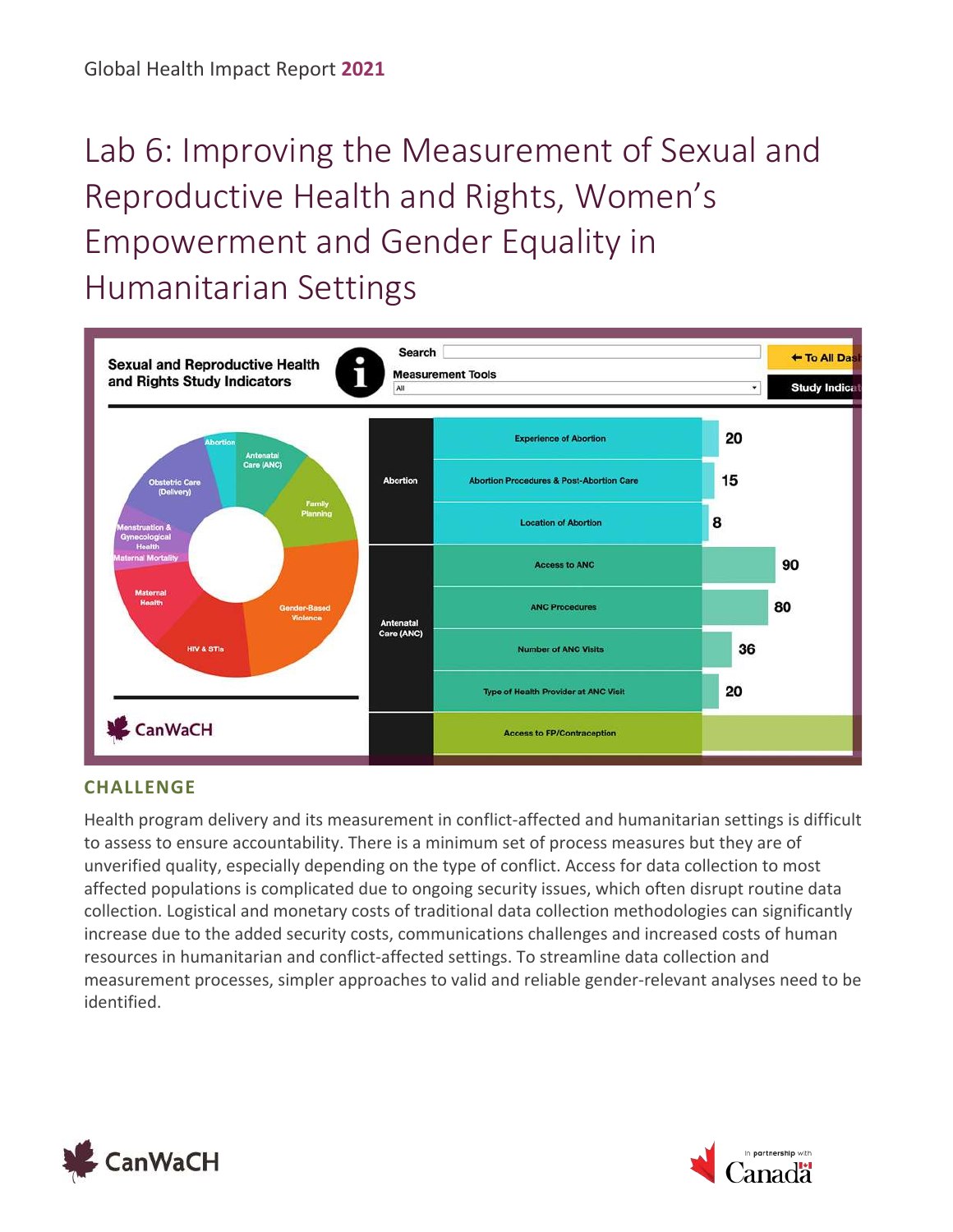# Lab 6: Improving the Measurement of Sexual and Reproductive Health and Rights, Women's Empowerment and Gender Equality in Humanitarian Settings

## CHALLENGE

Health program delivery and its measurement in conflict-affected and humanitarian settings is difficult to assess to ensure accountability. There is a minimum set of process measures but they are of unverified quality, especially depending on the type of conflict. Access for data collection to most affected populations is complicated due to ongoing security issues, which often disrupt routine data collection. Logistical and monetary costs of traditional data collection methodologies can significantly increase due to the added security costs, communications challenges and increased costs of human resources in humanitarian and conflict-affected settings. To streamline data collection and measurement processes, simpler approaches to valid and reliable gender-relevant analyses need to be identified.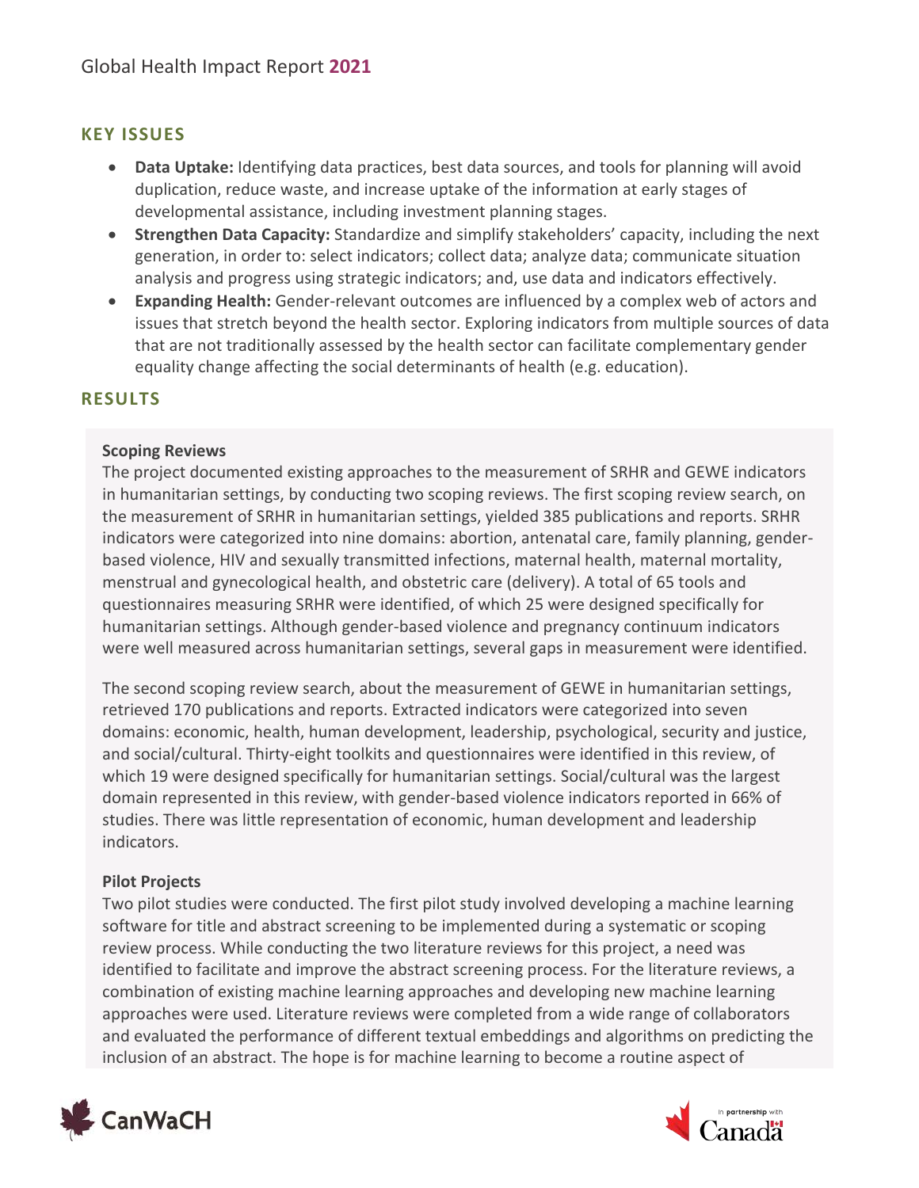## KEY ISSUES

- **Data Uptake:** Identifying data practices, best data sources, and tools for planning will avoid duplication, reduce waste, and increase uptake of the information at early stages of developmental assistance, including investment planning stages.
- **Strengthen Data Capacity:** Standardize and simplify stakeholders' capacity, including the next generation, in order to: select indicators; collect data; analyze data; communicate situation analysis and progress using strategic indicators; and, use data and indicators effectively.
- **Expanding Health:** Gender-relevant outcomes are influenced by a complex web of actors and issues that stretch beyond the health sector. Exploring indicators from multiple sources of data that are not traditionally assessed by the health sector can facilitate complementary gender equality change affecting the social determinants of health (e.g. education).

## RESULTS

**Scoping Reviews**

The project documented existing approaches to the measurement of SRHR and GEWE indicators in humanitarian settings, by conducting two scoping reviews. The first scoping review search, on the measurement of SRHR in humanitarian settings, yielded 385 publications and reports. SRHR indicators were categorized into nine domains: abortion, antenatal care, family planning, gender-based violence, HIV and sexually transmitted infections, maternal health, maternal mortality, menstrual and gynecological health, and obstetric care (delivery). A total of 65 tools and questionnaires measuring SRHR were identified, of which 25 were designed specifically for humanitarian settings. Although gender-based violence and pregnancy continuum indicators were well measured across humanitarian settings, several gaps in measurement were identified.

The second scoping review search, about the measurement of GEWE in humanitarian settings, retrieved 170 publications and reports. Extracted indicators were categorized into seven domains: economic, health, human development, leadership, psychological, security and justice, and social/cultural. Thirty-eight toolkits and questionnaires were identified in this review, of which 19 were designed specifically for humanitarian settings. Social/cultural was the largest domain represented in this review, with gender-based violence indicators reported in 66% of studies. There was little representation of economic, human development and leadership indicators.

**Pilot Projects**

Two pilot studies were conducted. The first pilot study involved developing a machine learning software for title and abstract screening to be implemented during a systematic or scoping review process. While conducting the two literature reviews for this project, a need was identified to facilitate and improve the abstract screening process. For the literature reviews, a combination of existing machine learning approaches and developing new machine learning approaches were used. Literature reviews were completed from a wide range of collaborators and evaluated the performance of different textual embeddings and algorithms on predicting the inclusion of an abstract. The hope is for machine learning to become a routine aspect of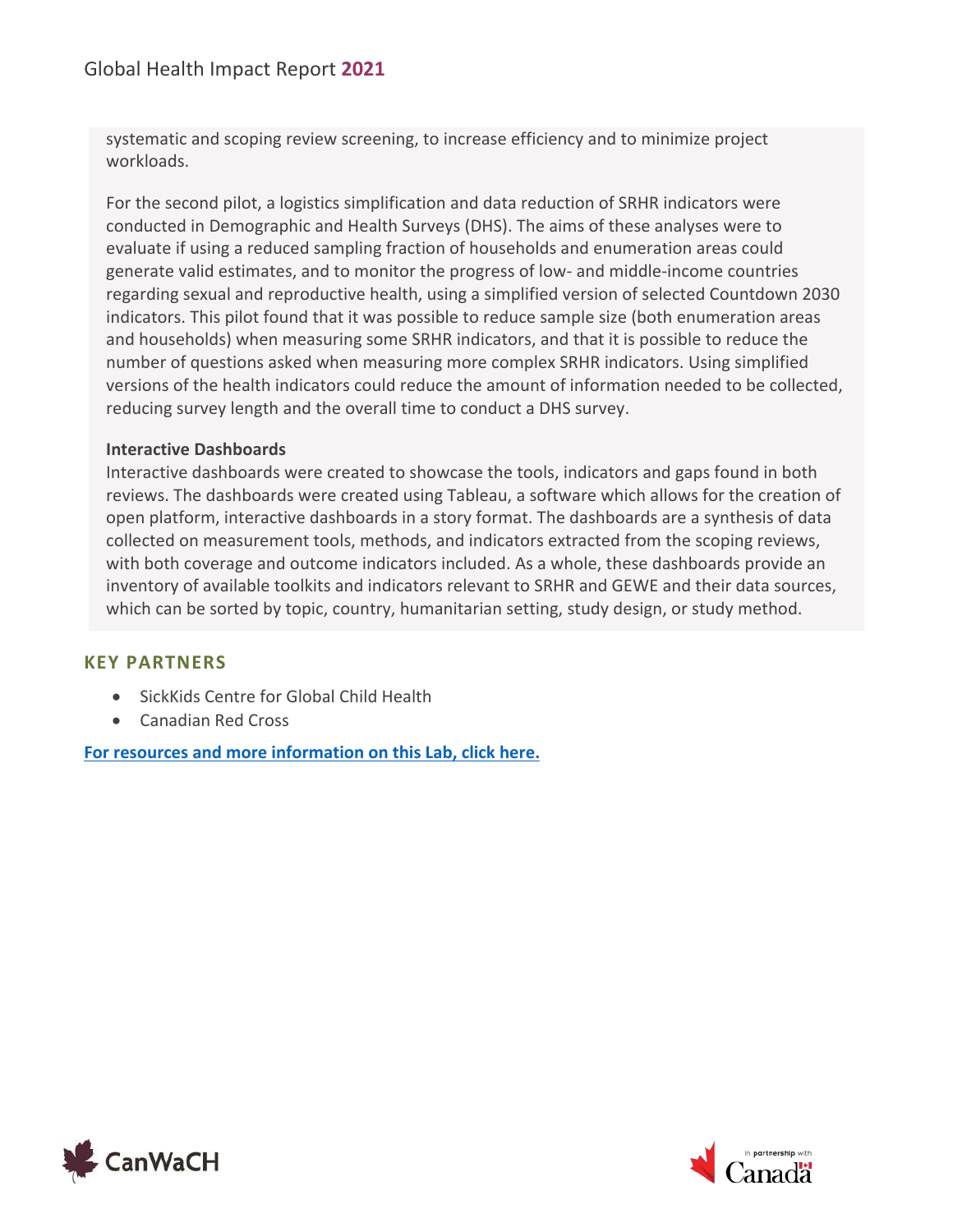systematic and scoping review screening, to increase efficiency and to minimize project workloads.

For the second pilot, a logistics simplification and data reduction of SRHR indicators were conducted in Demographic and Health Surveys (DHS). The aims of these analyses were to evaluate if using a reduced sampling fraction of households and enumeration areas could generate valid estimates, and to monitor the progress of low- and middle-income countries regarding sexual and reproductive health, using a simplified version of selected Countdown 2030 indicators. This pilot found that it was possible to reduce sample size (both enumeration areas and households) when measuring some SRHR indicators, and that it is possible to reduce the number of questions asked when measuring more complex SRHR indicators. Using simplified versions of the health indicators could reduce the amount of information needed to be collected, reducing survey length and the overall time to conduct a DHS survey.

**Interactive Dashboards**

Interactive dashboards were created to showcase the tools, indicators and gaps found in both reviews. The dashboards were created using Tableau, a software which allows for the creation of open platform, interactive dashboards in a story format. The dashboards are a synthesis of data collected on measurement tools, methods, and indicators extracted from the scoping reviews, with both coverage and outcome indicators included. As a whole, these dashboards provide an inventory of available toolkits and indicators relevant to SRHR and GEWE and their data sources, which can be sorted by topic, country, humanitarian setting, study design, or study method.

## KEY PARTNERS

- SickKids Centre for Global Child Health
- Canadian Red Cross

**For resources and more information on this Lab, click here.**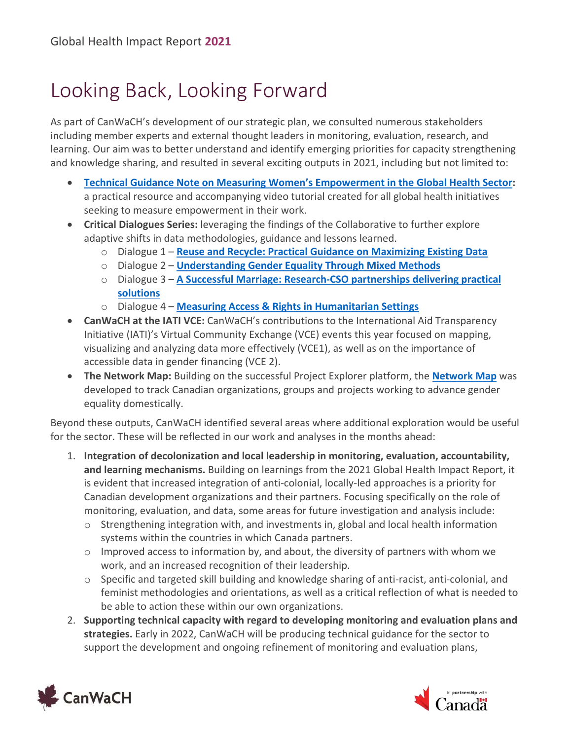# Looking Back, Looking Forward

As part of CanWaCH's development of our strategic plan, we consulted numerous stakeholders including member experts and external thought leaders in monitoring, evaluation, research, and learning. Our aim was to better understand and identify emerging priorities for capacity strengthening and knowledge sharing, and resulted in several exciting outputs in 2021, including but not limited to:

- **Technical Guidance Note on Measuring Women's Empowerment in the Global Health Sector:** a practical resource and accompanying video tutorial created for all global health initiatives seeking to measure empowerment in their work.
- **Critical Dialogues Series:** leveraging the findings of the Collaborative to further explore adaptive shifts in data methodologies, guidance and lessons learned.
    - Dialogue 1 – **Reuse and Recycle: Practical Guidance on Maximizing Existing Data**
    - Dialogue 2 – **Understanding Gender Equality Through Mixed Methods**
    - Dialogue 3 – **A Successful Marriage: Research-CSO partnerships delivering practical solutions**
    - Dialogue 4 – **Measuring Access & Rights in Humanitarian Settings**
- **CanWaCH at the IATI VCE:** CanWaCH's contributions to the International Aid Transparency Initiative (IATI)'s Virtual Community Exchange (VCE) events this year focused on mapping, visualizing and analyzing data more effectively (VCE1), as well as on the importance of accessible data in gender financing (VCE 2).
- **The Network Map:** Building on the successful Project Explorer platform, the **Network Map** was developed to track Canadian organizations, groups and projects working to advance gender equality domestically.

Beyond these outputs, CanWaCH identified several areas where additional exploration would be useful for the sector. These will be reflected in our work and analyses in the months ahead:

1. **Integration of decolonization and local leadership in monitoring, evaluation, accountability, and learning mechanisms.** Building on learnings from the 2021 Global Health Impact Report, it is evident that increased integration of anti-colonial, locally-led approaches is a priority for Canadian development organizations and their partners. Focusing specifically on the role of monitoring, evaluation, and data, some areas for future investigation and analysis include:
    - Strengthening integration with, and investments in, global and local health information systems within the countries in which Canada partners.
    - Improved access to information by, and about, the diversity of partners with whom we work, and an increased recognition of their leadership.
    - Specific and targeted skill building and knowledge sharing of anti-racist, anti-colonial, and feminist methodologies and orientations, as well as a critical reflection of what is needed to be able to action these within our own organizations.
2. **Supporting technical capacity with regard to developing monitoring and evaluation plans and strategies.** Early in 2022, CanWaCH will be producing technical guidance for the sector to support the development and ongoing refinement of monitoring and evaluation plans,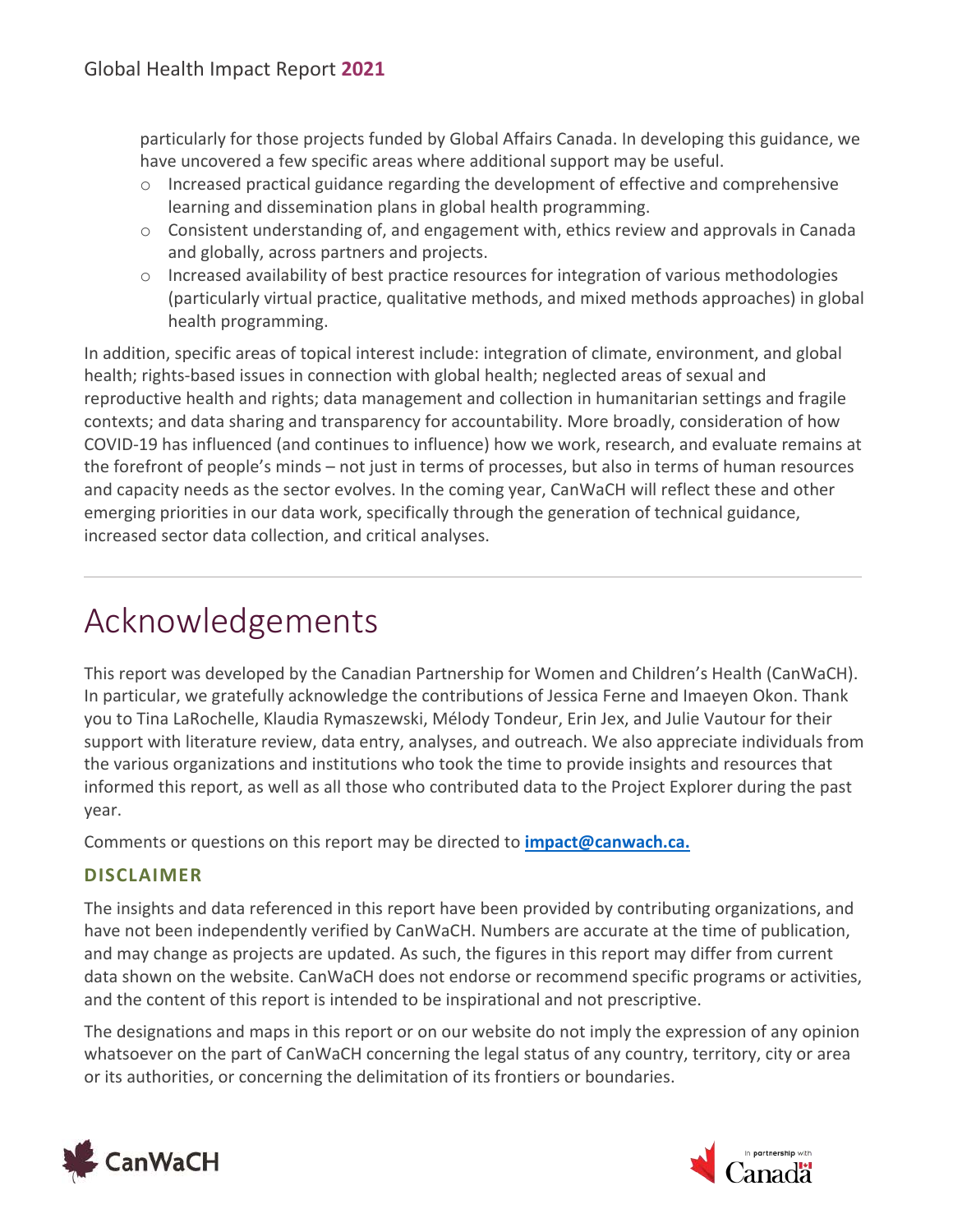particularly for those projects funded by Global Affairs Canada. In developing this guidance, we have uncovered a few specific areas where additional support may be useful.

- Increased practical guidance regarding the development of effective and comprehensive learning and dissemination plans in global health programming.
- Consistent understanding of, and engagement with, ethics review and approvals in Canada and globally, across partners and projects.
- Increased availability of best practice resources for integration of various methodologies (particularly virtual practice, qualitative methods, and mixed methods approaches) in global health programming.

In addition, specific areas of topical interest include: integration of climate, environment, and global health; rights-based issues in connection with global health; neglected areas of sexual and reproductive health and rights; data management and collection in humanitarian settings and fragile contexts; and data sharing and transparency for accountability. More broadly, consideration of how COVID-19 has influenced (and continues to influence) how we work, research, and evaluate remains at the forefront of people's minds – not just in terms of processes, but also in terms of human resources and capacity needs as the sector evolves. In the coming year, CanWaCH will reflect these and other emerging priorities in our data work, specifically through the generation of technical guidance, increased sector data collection, and critical analyses.

---

# Acknowledgements

This report was developed by the Canadian Partnership for Women and Children's Health (CanWaCH). In particular, we gratefully acknowledge the contributions of Jessica Ferne and Imaeyen Okon. Thank you to Tina LaRochelle, Klaudia Rymaszewski, Mélody Tondeur, Erin Jex, and Julie Vautour for their support with literature review, data entry, analyses, and outreach. We also appreciate individuals from the various organizations and institutions who took the time to provide insights and resources that informed this report, as well as all those who contributed data to the Project Explorer during the past year.

Comments or questions on this report may be directed to **impact@canwach.ca.**

## DISCLAIMER

The insights and data referenced in this report have been provided by contributing organizations, and have not been independently verified by CanWaCH. Numbers are accurate at the time of publication, and may change as projects are updated. As such, the figures in this report may differ from current data shown on the website. CanWaCH does not endorse or recommend specific programs or activities, and the content of this report is intended to be inspirational and not prescriptive.

The designations and maps in this report or on our website do not imply the expression of any opinion whatsoever on the part of CanWaCH concerning the legal status of any country, territory, city or area or its authorities, or concerning the delimitation of its frontiers or boundaries.

CanWaCH

In partnership with Canada